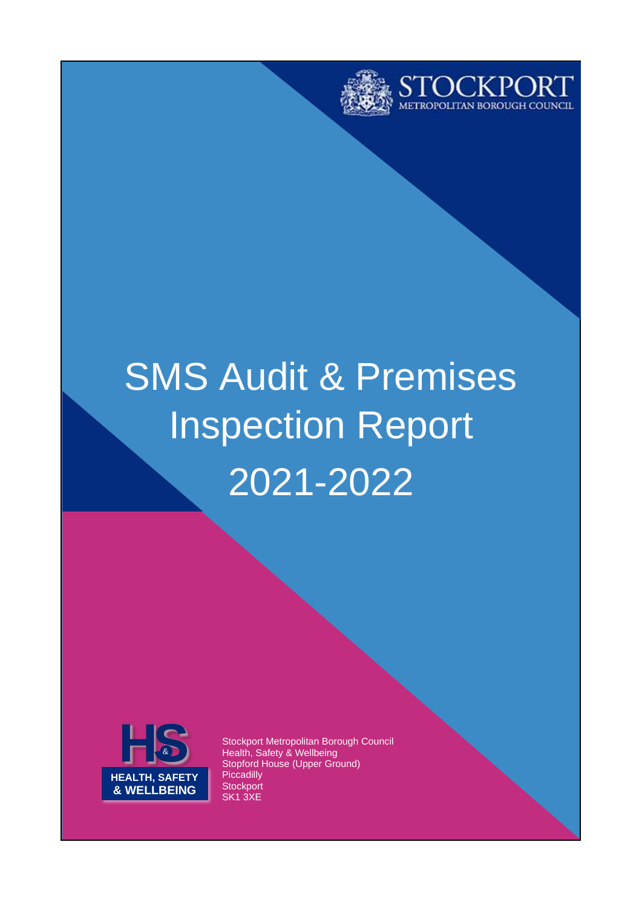STOCKPORT
METROPOLITAN BOROUGH COUNCIL

# SMS Audit & Premises Inspection Report 2021-2022

HEALTH, SAFETY & WELLBEING

Stockport Metropolitan Borough Council
Health, Safety & Wellbeing
Stopford House (Upper Ground)
Piccadilly
Stockport
SK1 3XE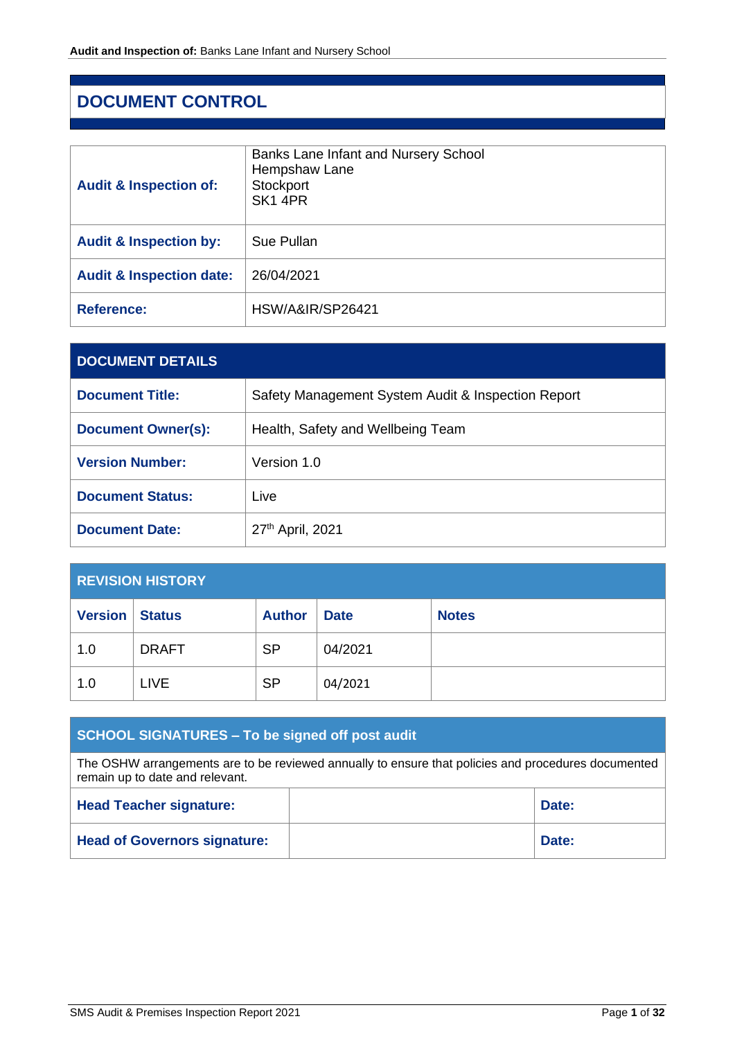# DOCUMENT CONTROL

| | |
|---|---|
| **Audit & Inspection of:** | Banks Lane Infant and Nursery School<br>Hempshaw Lane<br>Stockport<br>SK1 4PR |
| **Audit & Inspection by:** | Sue Pullan |
| **Audit & Inspection date:** | 26/04/2021 |
| **Reference:** | HSW/A&IR/SP26421 |

| **DOCUMENT DETAILS** | |
|---|---|
| **Document Title:** | Safety Management System Audit & Inspection Report |
| **Document Owner(s):** | Health, Safety and Wellbeing Team |
| **Version Number:** | Version 1.0 |
| **Document Status:** | Live |
| **Document Date:** | 27th April, 2021 |

| **REVISION HISTORY** | | | | |
|---|---|---|---|---|
| **Version** | **Status** | **Author** | **Date** | **Notes** |
| 1.0 | DRAFT | SP | 04/2021 | |
| 1.0 | LIVE | SP | 04/2021 | |

| **SCHOOL SIGNATURES – To be signed off post audit** | | |
|---|---|---|
| The OSHW arrangements are to be reviewed annually to ensure that policies and procedures documented remain up to date and relevant. | | |
| **Head Teacher signature:** | | **Date:** |
| **Head of Governors signature:** | | **Date:** |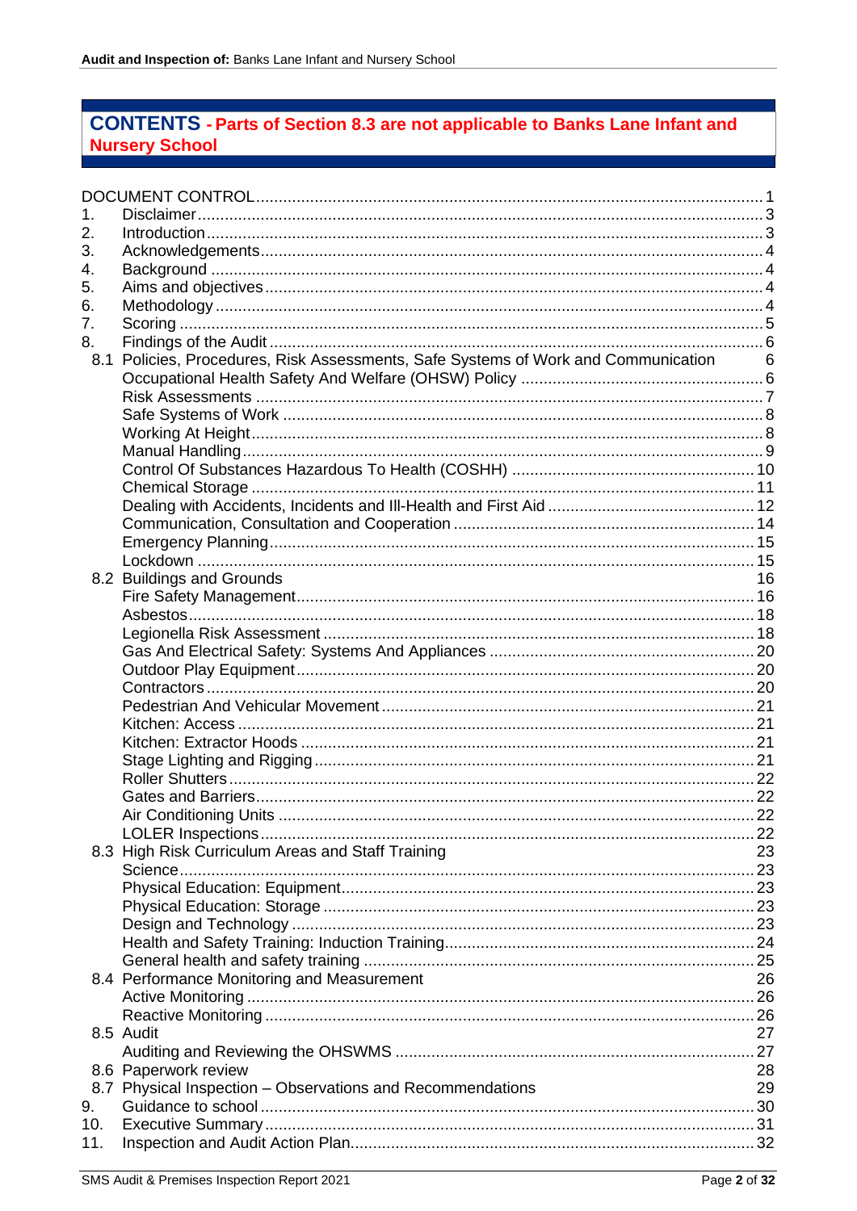## CONTENTS - Parts of Section 8.3 are not applicable to Banks Lane Infant and Nursery School

DOCUMENT CONTROL ..... 1

1. Disclaimer ..... 3
2. Introduction ..... 3
3. Acknowledgements ..... 4
4. Background ..... 4
5. Aims and objectives ..... 4
6. Methodology ..... 4
7. Scoring ..... 5
8. Findings of the Audit ..... 6
   - 8.1 Policies, Procedures, Risk Assessments, Safe Systems of Work and Communication ..... 6
     - Occupational Health Safety And Welfare (OHSW) Policy ..... 6
     - Risk Assessments ..... 7
     - Safe Systems of Work ..... 8
     - Working At Height ..... 8
     - Manual Handling ..... 9
     - Control Of Substances Hazardous To Health (COSHH) ..... 10
     - Chemical Storage ..... 11
     - Dealing with Accidents, Incidents and Ill-Health and First Aid ..... 12
     - Communication, Consultation and Cooperation ..... 14
     - Emergency Planning ..... 15
     - Lockdown ..... 15
   - 8.2 Buildings and Grounds ..... 16
     - Fire Safety Management ..... 16
     - Asbestos ..... 18
     - Legionella Risk Assessment ..... 18
     - Gas And Electrical Safety: Systems And Appliances ..... 20
     - Outdoor Play Equipment ..... 20
     - Contractors ..... 20
     - Pedestrian And Vehicular Movement ..... 21
     - Kitchen: Access ..... 21
     - Kitchen: Extractor Hoods ..... 21
     - Stage Lighting and Rigging ..... 21
     - Roller Shutters ..... 22
     - Gates and Barriers ..... 22
     - Air Conditioning Units ..... 22
     - LOLER Inspections ..... 22
   - 8.3 High Risk Curriculum Areas and Staff Training ..... 23
     - Science ..... 23
     - Physical Education: Equipment ..... 23
     - Physical Education: Storage ..... 23
     - Design and Technology ..... 23
     - Health and Safety Training: Induction Training ..... 24
     - General health and safety training ..... 25
   - 8.4 Performance Monitoring and Measurement ..... 26
     - Active Monitoring ..... 26
     - Reactive Monitoring ..... 26
   - 8.5 Audit ..... 27
     - Auditing and Reviewing the OHSWMS ..... 27
   - 8.6 Paperwork review ..... 28
   - 8.7 Physical Inspection – Observations and Recommendations ..... 29
9. Guidance to school ..... 30
10. Executive Summary ..... 31
11. Inspection and Audit Action Plan ..... 32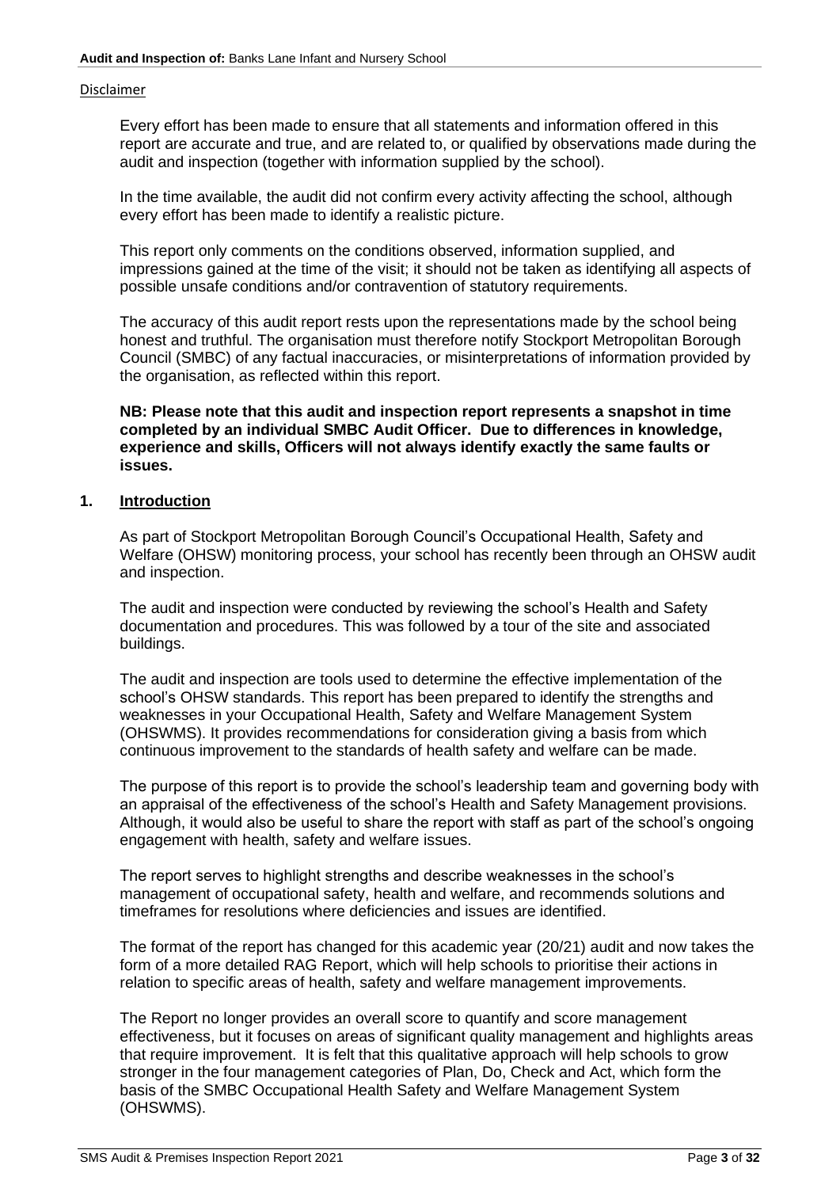Disclaimer

Every effort has been made to ensure that all statements and information offered in this report are accurate and true, and are related to, or qualified by observations made during the audit and inspection (together with information supplied by the school).

In the time available, the audit did not confirm every activity affecting the school, although every effort has been made to identify a realistic picture.

This report only comments on the conditions observed, information supplied, and impressions gained at the time of the visit; it should not be taken as identifying all aspects of possible unsafe conditions and/or contravention of statutory requirements.

The accuracy of this audit report rests upon the representations made by the school being honest and truthful. The organisation must therefore notify Stockport Metropolitan Borough Council (SMBC) of any factual inaccuracies, or misinterpretations of information provided by the organisation, as reflected within this report.

**NB: Please note that this audit and inspection report represents a snapshot in time completed by an individual SMBC Audit Officer. Due to differences in knowledge, experience and skills, Officers will not always identify exactly the same faults or issues.**

## 1. Introduction

As part of Stockport Metropolitan Borough Council's Occupational Health, Safety and Welfare (OHSW) monitoring process, your school has recently been through an OHSW audit and inspection.

The audit and inspection were conducted by reviewing the school's Health and Safety documentation and procedures. This was followed by a tour of the site and associated buildings.

The audit and inspection are tools used to determine the effective implementation of the school's OHSW standards. This report has been prepared to identify the strengths and weaknesses in your Occupational Health, Safety and Welfare Management System (OHSWMS). It provides recommendations for consideration giving a basis from which continuous improvement to the standards of health safety and welfare can be made.

The purpose of this report is to provide the school's leadership team and governing body with an appraisal of the effectiveness of the school's Health and Safety Management provisions. Although, it would also be useful to share the report with staff as part of the school's ongoing engagement with health, safety and welfare issues.

The report serves to highlight strengths and describe weaknesses in the school's management of occupational safety, health and welfare, and recommends solutions and timeframes for resolutions where deficiencies and issues are identified.

The format of the report has changed for this academic year (20/21) audit and now takes the form of a more detailed RAG Report, which will help schools to prioritise their actions in relation to specific areas of health, safety and welfare management improvements.

The Report no longer provides an overall score to quantify and score management effectiveness, but it focuses on areas of significant quality management and highlights areas that require improvement. It is felt that this qualitative approach will help schools to grow stronger in the four management categories of Plan, Do, Check and Act, which form the basis of the SMBC Occupational Health Safety and Welfare Management System (OHSWMS).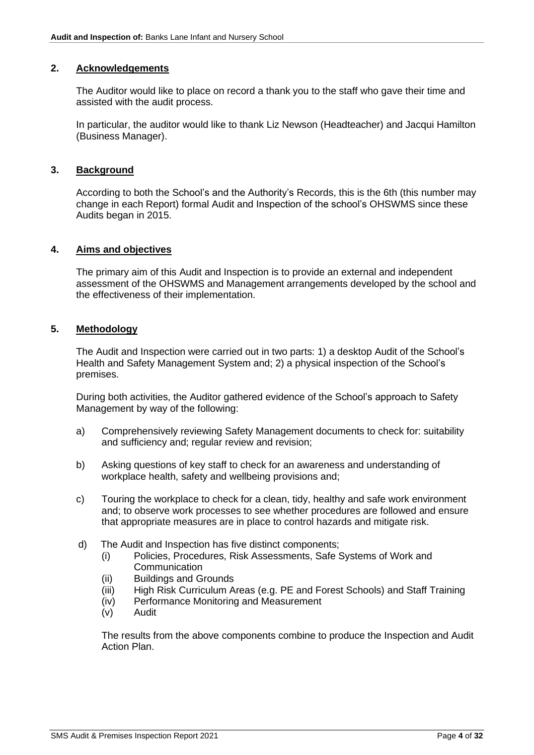## 2. Acknowledgements

The Auditor would like to place on record a thank you to the staff who gave their time and assisted with the audit process.

In particular, the auditor would like to thank Liz Newson (Headteacher) and Jacqui Hamilton (Business Manager).

## 3. Background

According to both the School's and the Authority's Records, this is the 6th (this number may change in each Report) formal Audit and Inspection of the school's OHSWMS since these Audits began in 2015.

## 4. Aims and objectives

The primary aim of this Audit and Inspection is to provide an external and independent assessment of the OHSWMS and Management arrangements developed by the school and the effectiveness of their implementation.

## 5. Methodology

The Audit and Inspection were carried out in two parts: 1) a desktop Audit of the School's Health and Safety Management System and; 2) a physical inspection of the School's premises.

During both activities, the Auditor gathered evidence of the School's approach to Safety Management by way of the following:

a) Comprehensively reviewing Safety Management documents to check for: suitability and sufficiency and; regular review and revision;

b) Asking questions of key staff to check for an awareness and understanding of workplace health, safety and wellbeing provisions and;

c) Touring the workplace to check for a clean, tidy, healthy and safe work environment and; to observe work processes to see whether procedures are followed and ensure that appropriate measures are in place to control hazards and mitigate risk.

d) The Audit and Inspection has five distinct components;
   - (i) Policies, Procedures, Risk Assessments, Safe Systems of Work and Communication
   - (ii) Buildings and Grounds
   - (iii) High Risk Curriculum Areas (e.g. PE and Forest Schools) and Staff Training
   - (iv) Performance Monitoring and Measurement
   - (v) Audit

   The results from the above components combine to produce the Inspection and Audit Action Plan.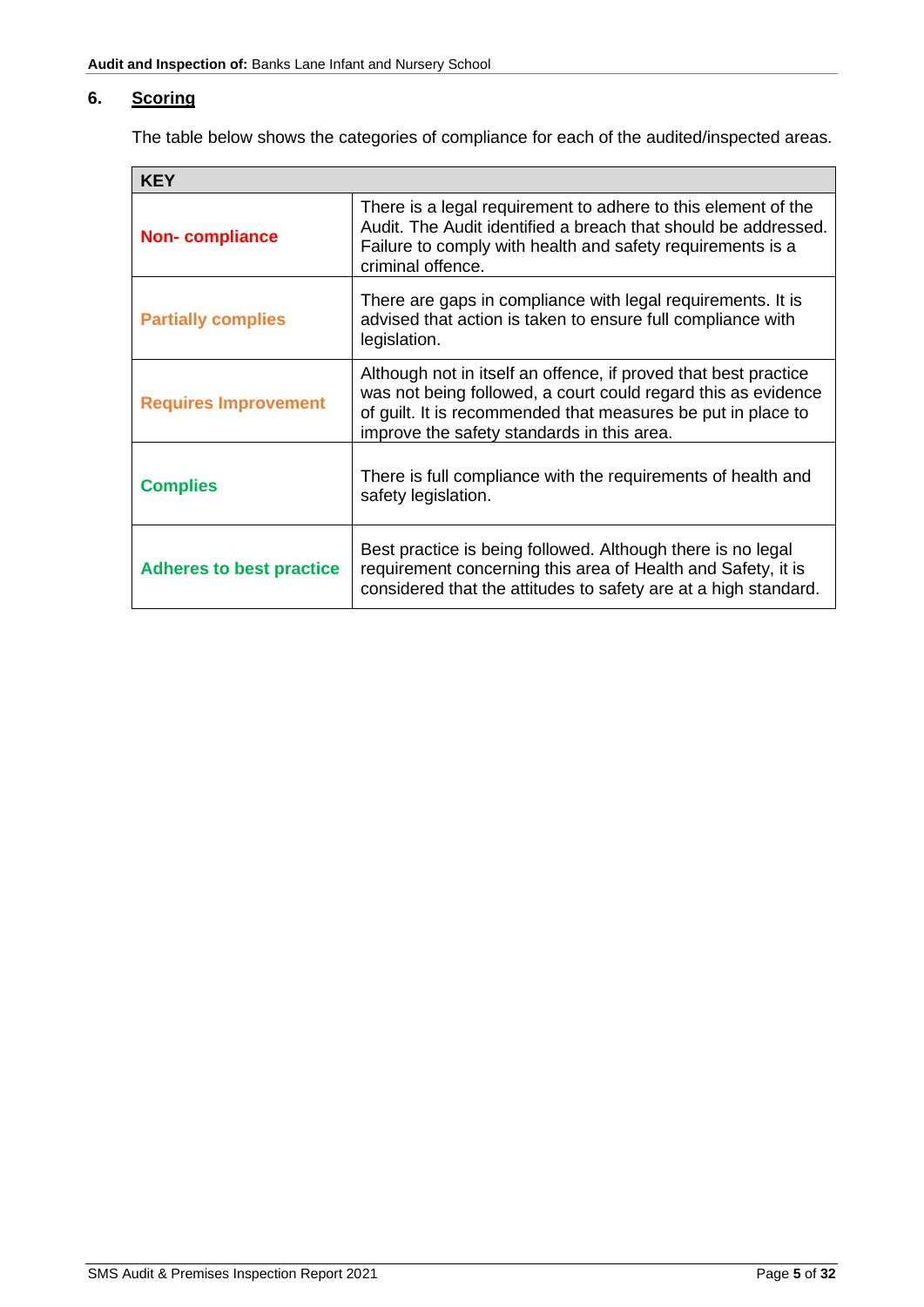## 6. Scoring

The table below shows the categories of compliance for each of the audited/inspected areas.

| KEY | |
|---|---|
| **Non- compliance** | There is a legal requirement to adhere to this element of the Audit. The Audit identified a breach that should be addressed. Failure to comply with health and safety requirements is a criminal offence. |
| **Partially complies** | There are gaps in compliance with legal requirements. It is advised that action is taken to ensure full compliance with legislation. |
| **Requires Improvement** | Although not in itself an offence, if proved that best practice was not being followed, a court could regard this as evidence of guilt. It is recommended that measures be put in place to improve the safety standards in this area. |
| **Complies** | There is full compliance with the requirements of health and safety legislation. |
| **Adheres to best practice** | Best practice is being followed. Although there is no legal requirement concerning this area of Health and Safety, it is considered that the attitudes to safety are at a high standard. |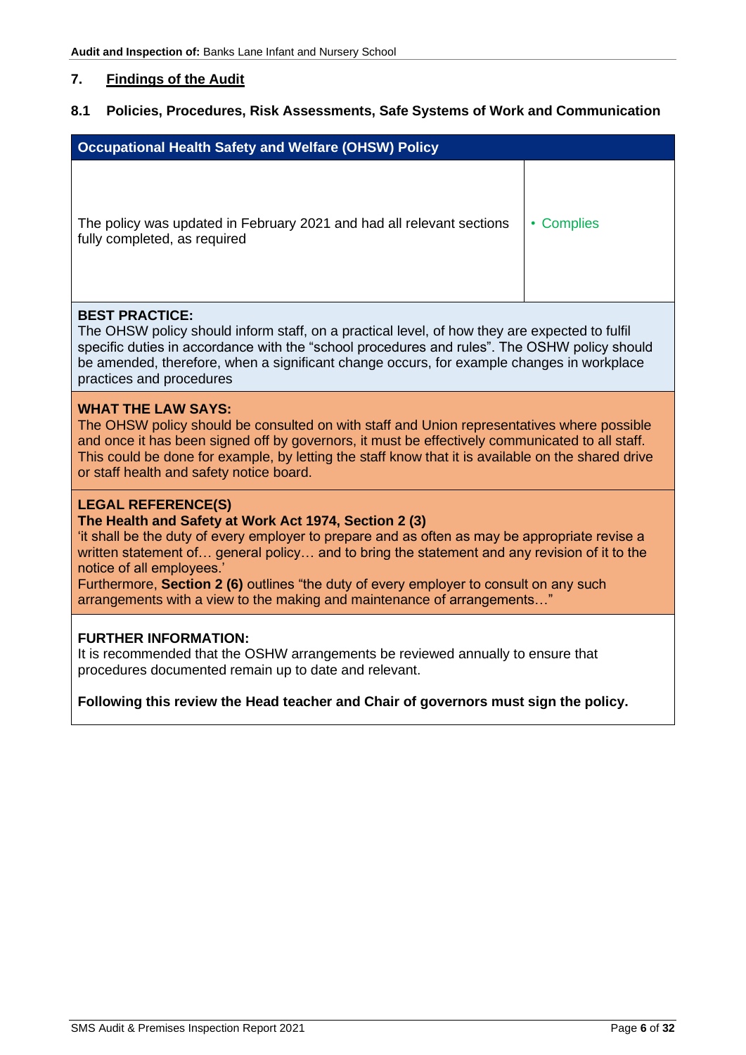## 7. Findings of the Audit

### 8.1 Policies, Procedures, Risk Assessments, Safe Systems of Work and Communication

| Occupational Health Safety and Welfare (OHSW) Policy | |
|---|---|
| The policy was updated in February 2021 and had all relevant sections fully completed, as required | • Complies |

**BEST PRACTICE:**
The OHSW policy should inform staff, on a practical level, of how they are expected to fulfil specific duties in accordance with the "school procedures and rules". The OSHW policy should be amended, therefore, when a significant change occurs, for example changes in workplace practices and procedures

**WHAT THE LAW SAYS:**
The OHSW policy should be consulted on with staff and Union representatives where possible and once it has been signed off by governors, it must be effectively communicated to all staff. This could be done for example, by letting the staff know that it is available on the shared drive or staff health and safety notice board.

**LEGAL REFERENCE(S)**
**The Health and Safety at Work Act 1974, Section 2 (3)**
'it shall be the duty of every employer to prepare and as often as may be appropriate revise a written statement of… general policy… and to bring the statement and any revision of it to the notice of all employees.'
Furthermore, **Section 2 (6)** outlines "the duty of every employer to consult on any such arrangements with a view to the making and maintenance of arrangements…"

**FURTHER INFORMATION:**
It is recommended that the OSHW arrangements be reviewed annually to ensure that procedures documented remain up to date and relevant.

**Following this review the Head teacher and Chair of governors must sign the policy.**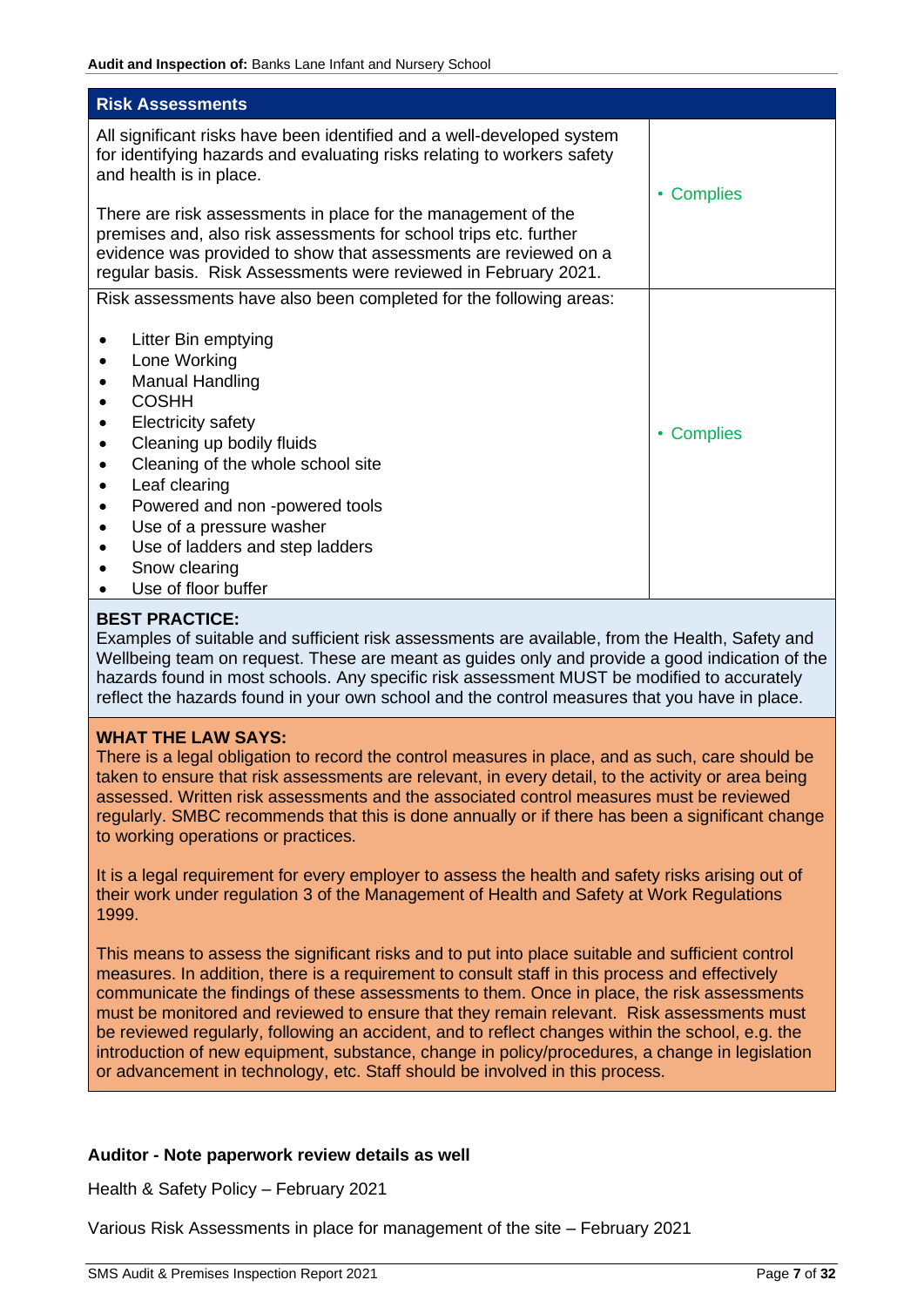| Risk Assessments | |
|---|---|
| All significant risks have been identified and a well-developed system for identifying hazards and evaluating risks relating to workers safety and health is in place.<br><br>There are risk assessments in place for the management of the premises and, also risk assessments for school trips etc. further evidence was provided to show that assessments are reviewed on a regular basis. Risk Assessments were reviewed in February 2021. | • Complies |
| Risk assessments have also been completed for the following areas:<br><br>• Litter Bin emptying<br>• Lone Working<br>• Manual Handling<br>• COSHH<br>• Electricity safety<br>• Cleaning up bodily fluids<br>• Cleaning of the whole school site<br>• Leaf clearing<br>• Powered and non -powered tools<br>• Use of a pressure washer<br>• Use of ladders and step ladders<br>• Snow clearing<br>• Use of floor buffer | • Complies |

**BEST PRACTICE:**
Examples of suitable and sufficient risk assessments are available, from the Health, Safety and Wellbeing team on request. These are meant as guides only and provide a good indication of the hazards found in most schools. Any specific risk assessment MUST be modified to accurately reflect the hazards found in your own school and the control measures that you have in place.

**WHAT THE LAW SAYS:**
There is a legal obligation to record the control measures in place, and as such, care should be taken to ensure that risk assessments are relevant, in every detail, to the activity or area being assessed. Written risk assessments and the associated control measures must be reviewed regularly. SMBC recommends that this is done annually or if there has been a significant change to working operations or practices.

It is a legal requirement for every employer to assess the health and safety risks arising out of their work under regulation 3 of the Management of Health and Safety at Work Regulations 1999.

This means to assess the significant risks and to put into place suitable and sufficient control measures. In addition, there is a requirement to consult staff in this process and effectively communicate the findings of these assessments to them. Once in place, the risk assessments must be monitored and reviewed to ensure that they remain relevant. Risk assessments must be reviewed regularly, following an accident, and to reflect changes within the school, e.g. the introduction of new equipment, substance, change in policy/procedures, a change in legislation or advancement in technology, etc. Staff should be involved in this process.

**Auditor - Note paperwork review details as well**

Health & Safety Policy – February 2021

Various Risk Assessments in place for management of the site – February 2021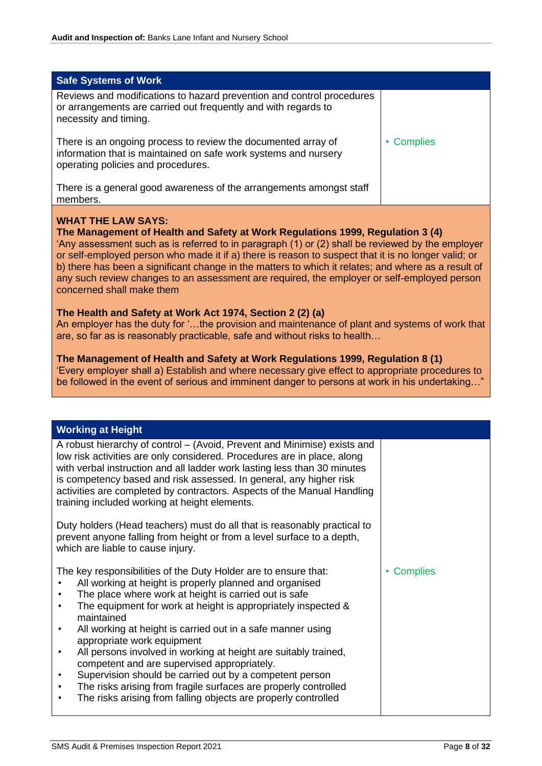| Safe Systems of Work | |
|---|---|
| Reviews and modifications to hazard prevention and control procedures or arrangements are carried out frequently and with regards to necessity and timing.<br><br>There is an ongoing process to review the documented array of information that is maintained on safe work systems and nursery operating policies and procedures.<br><br>There is a general good awareness of the arrangements amongst staff members. | • Complies |

**WHAT THE LAW SAYS:**

**The Management of Health and Safety at Work Regulations 1999, Regulation 3 (4)**
'Any assessment such as is referred to in paragraph (1) or (2) shall be reviewed by the employer or self-employed person who made it if a) there is reason to suspect that it is no longer valid; or b) there has been a significant change in the matters to which it relates; and where as a result of any such review changes to an assessment are required, the employer or self-employed person concerned shall make them

**The Health and Safety at Work Act 1974, Section 2 (2) (a)**
An employer has the duty for '…the provision and maintenance of plant and systems of work that are, so far as is reasonably practicable, safe and without risks to health…

**The Management of Health and Safety at Work Regulations 1999, Regulation 8 (1)**
'Every employer shall a) Establish and where necessary give effect to appropriate procedures to be followed in the event of serious and imminent danger to persons at work in his undertaking…"

| Working at Height | |
|---|---|
| A robust hierarchy of control – (Avoid, Prevent and Minimise) exists and low risk activities are only considered. Procedures are in place, along with verbal instruction and all ladder work lasting less than 30 minutes is competency based and risk assessed. In general, any higher risk activities are completed by contractors. Aspects of the Manual Handling training included working at height elements.<br><br>Duty holders (Head teachers) must do all that is reasonably practical to prevent anyone falling from height or from a level surface to a depth, which are liable to cause injury.<br><br>The key responsibilities of the Duty Holder are to ensure that:<br>• All working at height is properly planned and organised<br>• The place where work at height is carried out is safe<br>• The equipment for work at height is appropriately inspected & maintained<br>• All working at height is carried out in a safe manner using appropriate work equipment<br>• All persons involved in working at height are suitably trained, competent and are supervised appropriately.<br>• Supervision should be carried out by a competent person<br>• The risks arising from fragile surfaces are properly controlled<br>• The risks arising from falling objects are properly controlled | • Complies |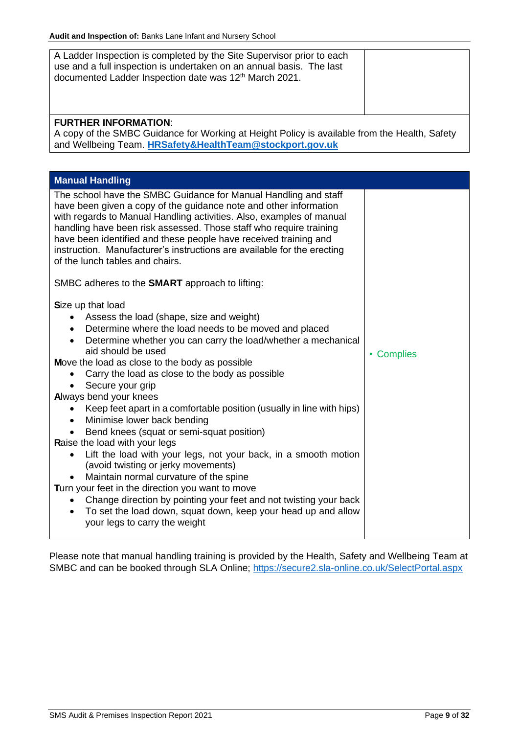| | |
|---|---|
| A Ladder Inspection is completed by the Site Supervisor prior to each use and a full inspection is undertaken on an annual basis. The last documented Ladder Inspection date was 12th March 2021. | |

**FURTHER INFORMATION**:
A copy of the SMBC Guidance for Working at Height Policy is available from the Health, Safety and Wellbeing Team. **HRSafety&HealthTeam@stockport.gov.uk**

## Manual Handling

| | |
|---|---|
| The school have the SMBC Guidance for Manual Handling and staff have been given a copy of the guidance note and other information with regards to Manual Handling activities. Also, examples of manual handling have been risk assessed. Those staff who require training have been identified and these people have received training and instruction. Manufacturer's instructions are available for the erecting of the lunch tables and chairs.<br><br>SMBC adheres to the **SMART** approach to lifting:<br><br>**S**ize up that load<br>• Assess the load (shape, size and weight)<br>• Determine where the load needs to be moved and placed<br>• Determine whether you can carry the load/whether a mechanical aid should be used<br>**M**ove the load as close to the body as possible<br>• Carry the load as close to the body as possible<br>• Secure your grip<br>**A**lways bend your knees<br>• Keep feet apart in a comfortable position (usually in line with hips)<br>• Minimise lower back bending<br>• Bend knees (squat or semi-squat position)<br>**R**aise the load with your legs<br>• Lift the load with your legs, not your back, in a smooth motion (avoid twisting or jerky movements)<br>• Maintain normal curvature of the spine<br>**T**urn your feet in the direction you want to move<br>• Change direction by pointing your feet and not twisting your back<br>• To set the load down, squat down, keep your head up and allow your legs to carry the weight | • Complies |

Please note that manual handling training is provided by the Health, Safety and Wellbeing Team at SMBC and can be booked through SLA Online; https://secure2.sla-online.co.uk/SelectPortal.aspx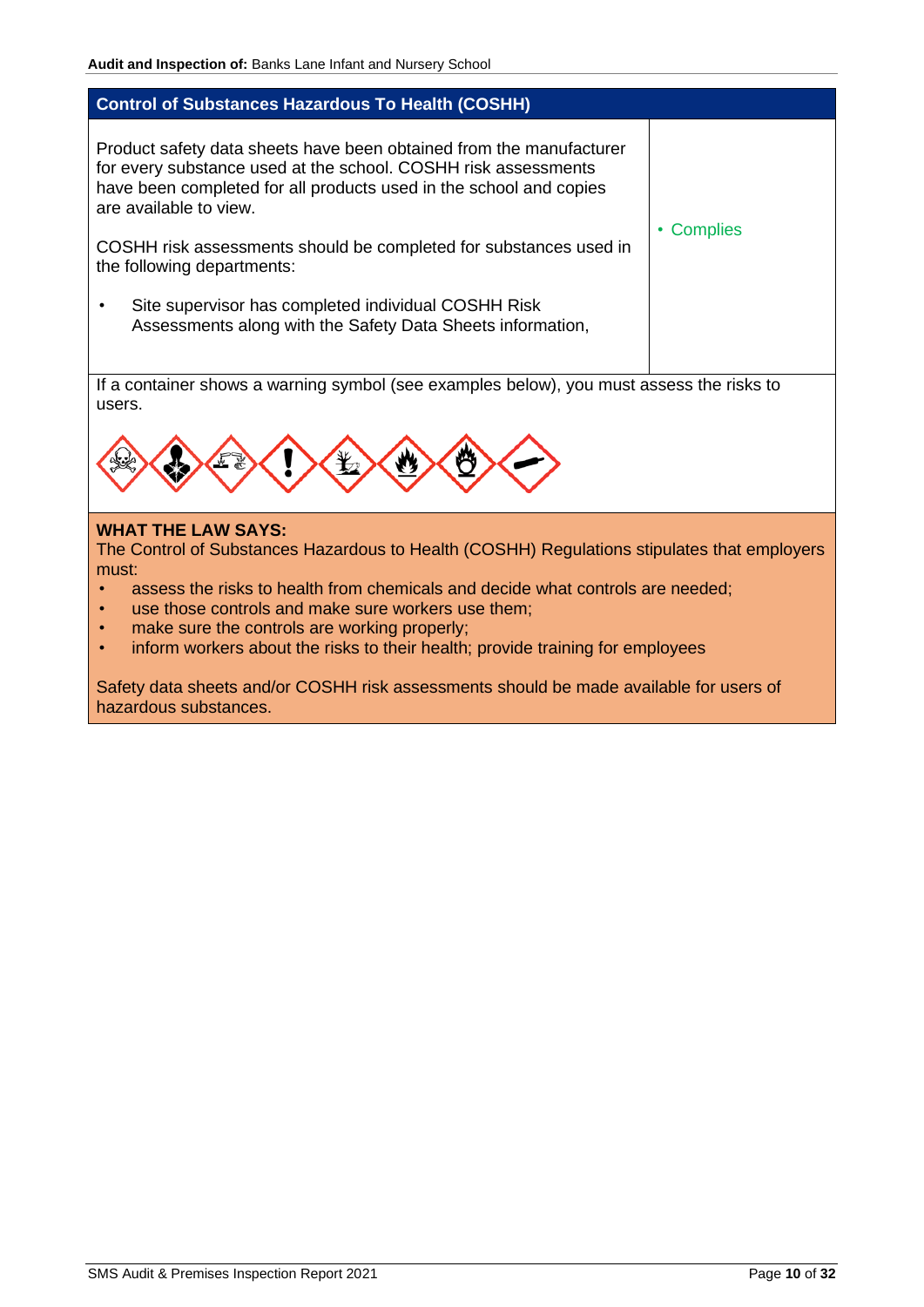## Control of Substances Hazardous To Health (COSHH)

| | |
|---|---|
| Product safety data sheets have been obtained from the manufacturer for every substance used at the school. COSHH risk assessments have been completed for all products used in the school and copies are available to view.<br><br>COSHH risk assessments should be completed for substances used in the following departments:<br><br>• Site supervisor has completed individual COSHH Risk Assessments along with the Safety Data Sheets information, | • Complies |

If a container shows a warning symbol (see examples below), you must assess the risks to users.

**WHAT THE LAW SAYS:**

The Control of Substances Hazardous to Health (COSHH) Regulations stipulates that employers must:

- assess the risks to health from chemicals and decide what controls are needed;
- use those controls and make sure workers use them;
- make sure the controls are working properly;
- inform workers about the risks to their health; provide training for employees

Safety data sheets and/or COSHH risk assessments should be made available for users of hazardous substances.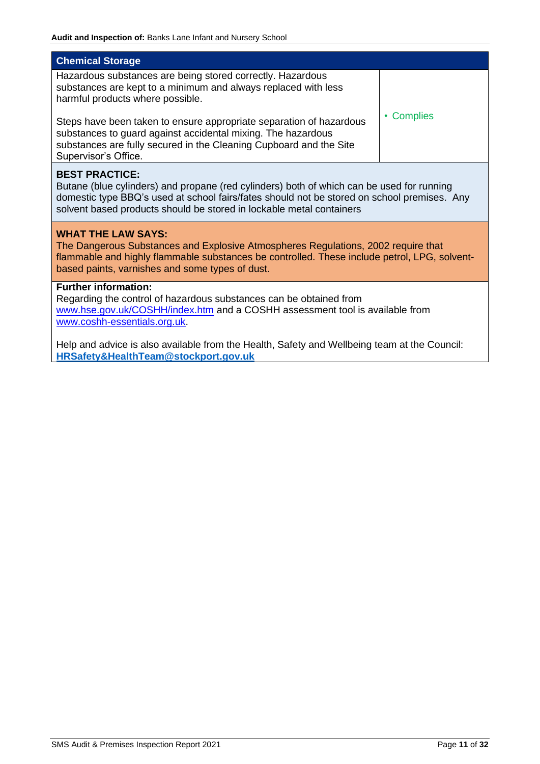## Chemical Storage

| Hazardous substances are being stored correctly. Hazardous substances are kept to a minimum and always replaced with less harmful products where possible.<br><br>Steps have been taken to ensure appropriate separation of hazardous substances to guard against accidental mixing. The hazardous substances are fully secured in the Cleaning Cupboard and the Site Supervisor's Office. | • Complies |
| --- | --- |

**BEST PRACTICE:**
Butane (blue cylinders) and propane (red cylinders) both of which can be used for running domestic type BBQ's used at school fairs/fates should not be stored on school premises. Any solvent based products should be stored in lockable metal containers

**WHAT THE LAW SAYS:**
The Dangerous Substances and Explosive Atmospheres Regulations, 2002 require that flammable and highly flammable substances be controlled. These include petrol, LPG, solvent-based paints, varnishes and some types of dust.

**Further information:**
Regarding the control of hazardous substances can be obtained from www.hse.gov.uk/COSHH/index.htm and a COSHH assessment tool is available from www.coshh-essentials.org.uk.

Help and advice is also available from the Health, Safety and Wellbeing team at the Council: **HRSafety&HealthTeam@stockport.gov.uk**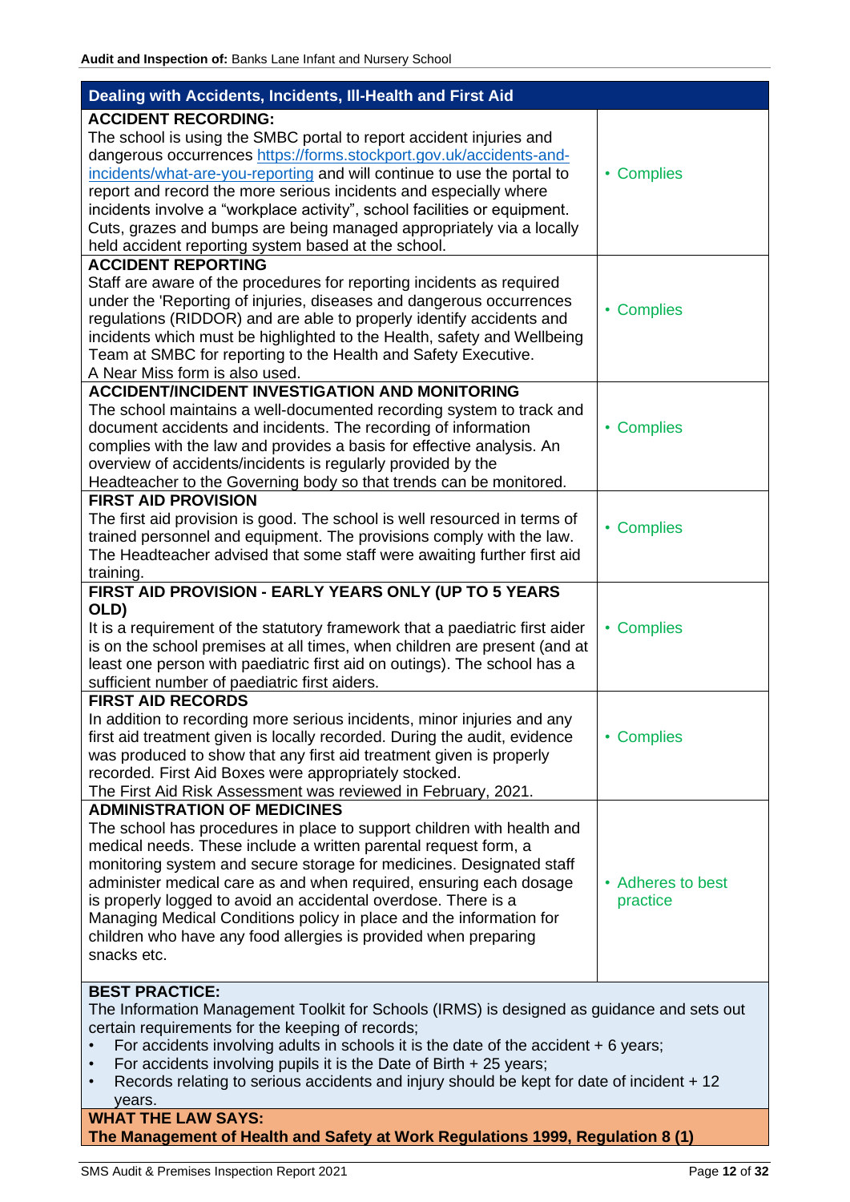| Dealing with Accidents, Incidents, Ill-Health and First Aid | |
|---|---|
| **ACCIDENT RECORDING:**<br>The school is using the SMBC portal to report accident injuries and dangerous occurrences https://forms.stockport.gov.uk/accidents-and-incidents/what-are-you-reporting and will continue to use the portal to report and record the more serious incidents and especially where incidents involve a "workplace activity", school facilities or equipment. Cuts, grazes and bumps are being managed appropriately via a locally held accident reporting system based at the school. | • Complies |
| **ACCIDENT REPORTING**<br>Staff are aware of the procedures for reporting incidents as required under the 'Reporting of injuries, diseases and dangerous occurrences regulations (RIDDOR) and are able to properly identify accidents and incidents which must be highlighted to the Health, safety and Wellbeing Team at SMBC for reporting to the Health and Safety Executive.<br>A Near Miss form is also used. | • Complies |
| **ACCIDENT/INCIDENT INVESTIGATION AND MONITORING**<br>The school maintains a well-documented recording system to track and document accidents and incidents. The recording of information complies with the law and provides a basis for effective analysis. An overview of accidents/incidents is regularly provided by the Headteacher to the Governing body so that trends can be monitored. | • Complies |
| **FIRST AID PROVISION**<br>The first aid provision is good. The school is well resourced in terms of trained personnel and equipment. The provisions comply with the law. The Headteacher advised that some staff were awaiting further first aid training. | • Complies |
| **FIRST AID PROVISION - EARLY YEARS ONLY (UP TO 5 YEARS OLD)**<br>It is a requirement of the statutory framework that a paediatric first aider is on the school premises at all times, when children are present (and at least one person with paediatric first aid on outings). The school has a sufficient number of paediatric first aiders. | • Complies |
| **FIRST AID RECORDS**<br>In addition to recording more serious incidents, minor injuries and any first aid treatment given is locally recorded. During the audit, evidence was produced to show that any first aid treatment given is properly recorded. First Aid Boxes were appropriately stocked.<br>The First Aid Risk Assessment was reviewed in February, 2021. | • Complies |
| **ADMINISTRATION OF MEDICINES**<br>The school has procedures in place to support children with health and medical needs. These include a written parental request form, a monitoring system and secure storage for medicines. Designated staff administer medical care as and when required, ensuring each dosage is properly logged to avoid an accidental overdose. There is a Managing Medical Conditions policy in place and the information for children who have any food allergies is provided when preparing snacks etc. | • Adheres to best practice |

**BEST PRACTICE:**

The Information Management Toolkit for Schools (IRMS) is designed as guidance and sets out certain requirements for the keeping of records;

- For accidents involving adults in schools it is the date of the accident + 6 years;
- For accidents involving pupils it is the Date of Birth + 25 years;
- Records relating to serious accidents and injury should be kept for date of incident + 12 years.

**WHAT THE LAW SAYS:**

**The Management of Health and Safety at Work Regulations 1999, Regulation 8 (1)**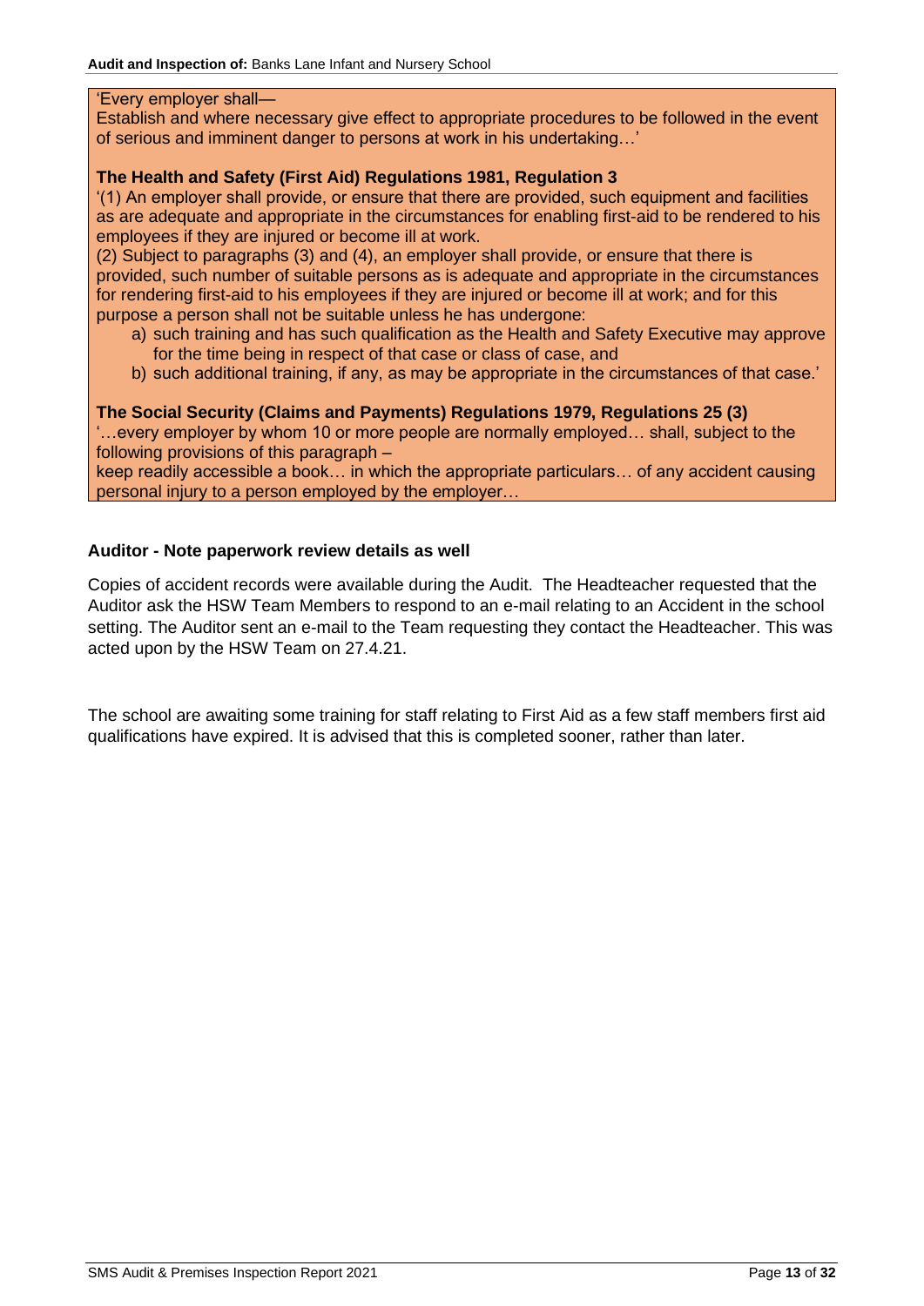'Every employer shall—
Establish and where necessary give effect to appropriate procedures to be followed in the event of serious and imminent danger to persons at work in his undertaking…'

**The Health and Safety (First Aid) Regulations 1981, Regulation 3**
'(1) An employer shall provide, or ensure that there are provided, such equipment and facilities as are adequate and appropriate in the circumstances for enabling first-aid to be rendered to his employees if they are injured or become ill at work.
(2) Subject to paragraphs (3) and (4), an employer shall provide, or ensure that there is provided, such number of suitable persons as is adequate and appropriate in the circumstances for rendering first-aid to his employees if they are injured or become ill at work; and for this purpose a person shall not be suitable unless he has undergone:

a) such training and has such qualification as the Health and Safety Executive may approve for the time being in respect of that case or class of case, and
b) such additional training, if any, as may be appropriate in the circumstances of that case.'

**The Social Security (Claims and Payments) Regulations 1979, Regulations 25 (3)**
'…every employer by whom 10 or more people are normally employed… shall, subject to the following provisions of this paragraph –
keep readily accessible a book… in which the appropriate particulars… of any accident causing personal injury to a person employed by the employer…

**Auditor - Note paperwork review details as well**

Copies of accident records were available during the Audit. The Headteacher requested that the Auditor ask the HSW Team Members to respond to an e-mail relating to an Accident in the school setting. The Auditor sent an e-mail to the Team requesting they contact the Headteacher. This was acted upon by the HSW Team on 27.4.21.

The school are awaiting some training for staff relating to First Aid as a few staff members first aid qualifications have expired. It is advised that this is completed sooner, rather than later.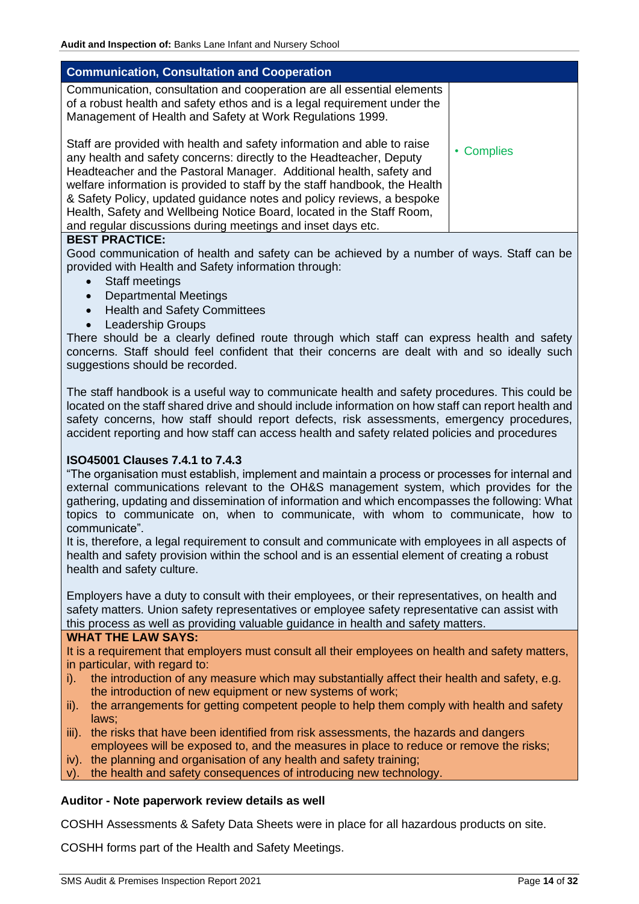| Communication, Consultation and Cooperation | |
|---|---|
| Communication, consultation and cooperation are all essential elements of a robust health and safety ethos and is a legal requirement under the Management of Health and Safety at Work Regulations 1999.<br><br>Staff are provided with health and safety information and able to raise any health and safety concerns: directly to the Headteacher, Deputy Headteacher and the Pastoral Manager. Additional health, safety and welfare information is provided to staff by the staff handbook, the Health & Safety Policy, updated guidance notes and policy reviews, a bespoke Health, Safety and Wellbeing Notice Board, located in the Staff Room, and regular discussions during meetings and inset days etc. | • Complies |

**BEST PRACTICE:**

Good communication of health and safety can be achieved by a number of ways. Staff can be provided with Health and Safety information through:

- Staff meetings
- Departmental Meetings
- Health and Safety Committees
- Leadership Groups

There should be a clearly defined route through which staff can express health and safety concerns. Staff should feel confident that their concerns are dealt with and so ideally such suggestions should be recorded.

The staff handbook is a useful way to communicate health and safety procedures. This could be located on the staff shared drive and should include information on how staff can report health and safety concerns, how staff should report defects, risk assessments, emergency procedures, accident reporting and how staff can access health and safety related policies and procedures

**ISO45001 Clauses 7.4.1 to 7.4.3**

"The organisation must establish, implement and maintain a process or processes for internal and external communications relevant to the OH&S management system, which provides for the gathering, updating and dissemination of information and which encompasses the following: What topics to communicate on, when to communicate, with whom to communicate, how to communicate".

It is, therefore, a legal requirement to consult and communicate with employees in all aspects of health and safety provision within the school and is an essential element of creating a robust health and safety culture.

Employers have a duty to consult with their employees, or their representatives, on health and safety matters. Union safety representatives or employee safety representative can assist with this process as well as providing valuable guidance in health and safety matters.

**WHAT THE LAW SAYS:**

It is a requirement that employers must consult all their employees on health and safety matters, in particular, with regard to:

i). the introduction of any measure which may substantially affect their health and safety, e.g. the introduction of new equipment or new systems of work;

ii). the arrangements for getting competent people to help them comply with health and safety laws;

iii). the risks that have been identified from risk assessments, the hazards and dangers employees will be exposed to, and the measures in place to reduce or remove the risks;

iv). the planning and organisation of any health and safety training;

v). the health and safety consequences of introducing new technology.

**Auditor - Note paperwork review details as well**

COSHH Assessments & Safety Data Sheets were in place for all hazardous products on site.

COSHH forms part of the Health and Safety Meetings.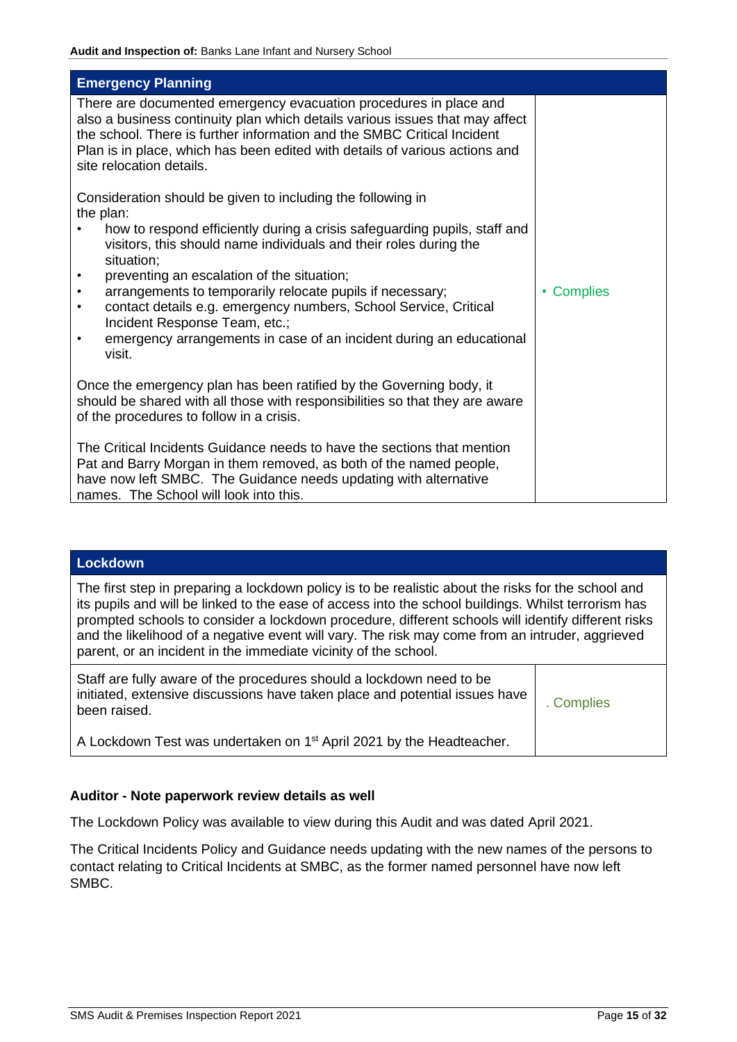| Emergency Planning | |
|---|---|
| There are documented emergency evacuation procedures in place and also a business continuity plan which details various issues that may affect the school. There is further information and the SMBC Critical Incident Plan is in place, which has been edited with details of various actions and site relocation details.<br><br>Consideration should be given to including the following in the plan:<br>• how to respond efficiently during a crisis safeguarding pupils, staff and visitors, this should name individuals and their roles during the situation;<br>• preventing an escalation of the situation;<br>• arrangements to temporarily relocate pupils if necessary;<br>• contact details e.g. emergency numbers, School Service, Critical Incident Response Team, etc.;<br>• emergency arrangements in case of an incident during an educational visit.<br><br>Once the emergency plan has been ratified by the Governing body, it should be shared with all those with responsibilities so that they are aware of the procedures to follow in a crisis.<br><br>The Critical Incidents Guidance needs to have the sections that mention Pat and Barry Morgan in them removed, as both of the named people, have now left SMBC. The Guidance needs updating with alternative names. The School will look into this. | • Complies |

| Lockdown | |
|---|---|
| The first step in preparing a lockdown policy is to be realistic about the risks for the school and its pupils and will be linked to the ease of access into the school buildings. Whilst terrorism has prompted schools to consider a lockdown procedure, different schools will identify different risks and the likelihood of a negative event will vary. The risk may come from an intruder, aggrieved parent, or an incident in the immediate vicinity of the school. | |
| Staff are fully aware of the procedures should a lockdown need to be initiated, extensive discussions have taken place and potential issues have been raised.<br><br>A Lockdown Test was undertaken on 1st April 2021 by the Headteacher. | . Complies |

**Auditor - Note paperwork review details as well**

The Lockdown Policy was available to view during this Audit and was dated April 2021.

The Critical Incidents Policy and Guidance needs updating with the new names of the persons to contact relating to Critical Incidents at SMBC, as the former named personnel have now left SMBC.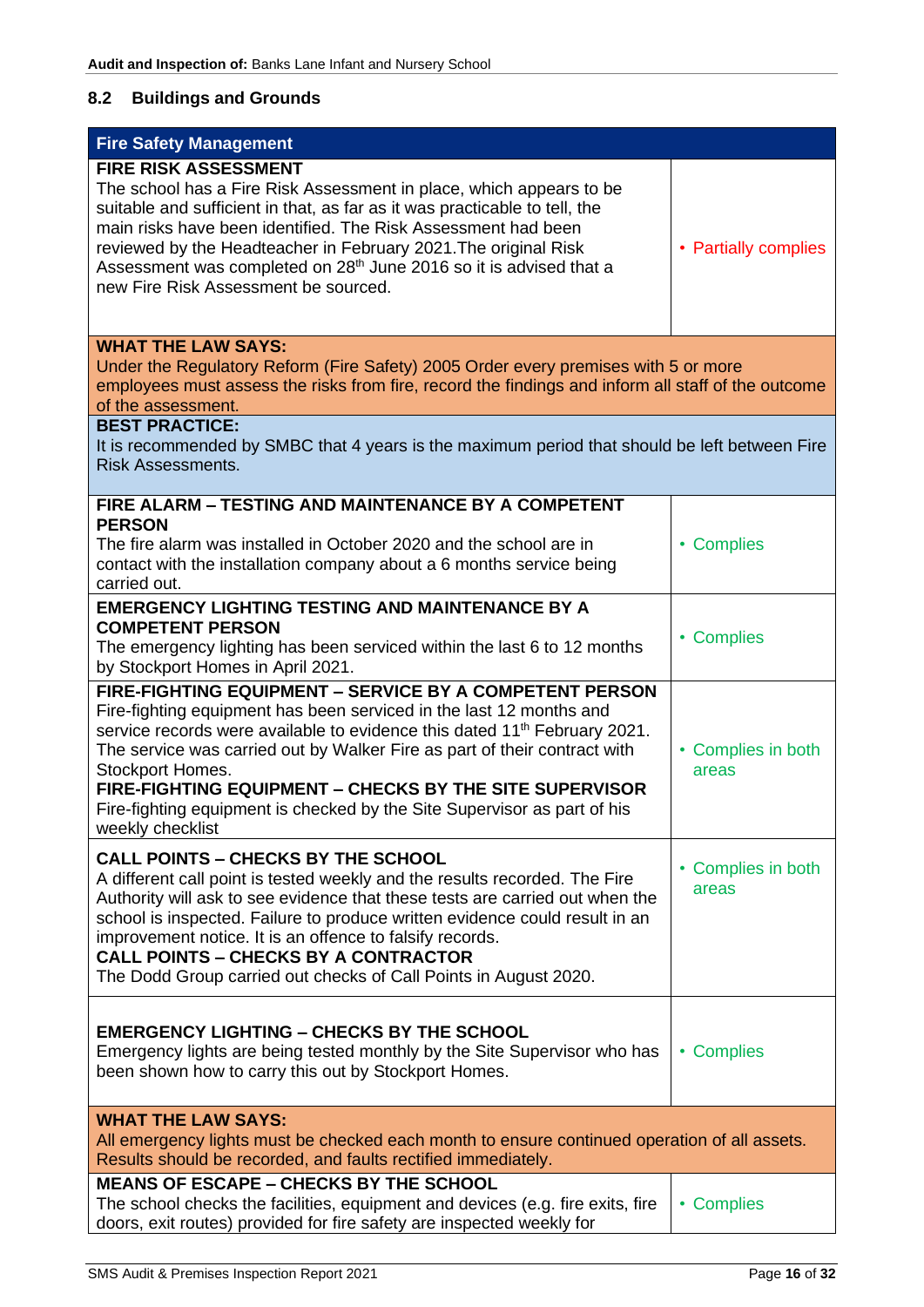## 8.2 Buildings and Grounds

| Fire Safety Management | |
|---|---|
| **FIRE RISK ASSESSMENT**<br>The school has a Fire Risk Assessment in place, which appears to be suitable and sufficient in that, as far as it was practicable to tell, the main risks have been identified. The Risk Assessment had been reviewed by the Headteacher in February 2021.The original Risk Assessment was completed on 28th June 2016 so it is advised that a new Fire Risk Assessment be sourced. | • Partially complies |
| **WHAT THE LAW SAYS:**<br>Under the Regulatory Reform (Fire Safety) 2005 Order every premises with 5 or more employees must assess the risks from fire, record the findings and inform all staff of the outcome of the assessment. | |
| **BEST PRACTICE:**<br>It is recommended by SMBC that 4 years is the maximum period that should be left between Fire Risk Assessments. | |
| **FIRE ALARM – TESTING AND MAINTENANCE BY A COMPETENT PERSON**<br>The fire alarm was installed in October 2020 and the school are in contact with the installation company about a 6 months service being carried out. | • Complies |
| **EMERGENCY LIGHTING TESTING AND MAINTENANCE BY A COMPETENT PERSON**<br>The emergency lighting has been serviced within the last 6 to 12 months by Stockport Homes in April 2021. | • Complies |
| **FIRE-FIGHTING EQUIPMENT – SERVICE BY A COMPETENT PERSON**<br>Fire-fighting equipment has been serviced in the last 12 months and service records were available to evidence this dated 11th February 2021. The service was carried out by Walker Fire as part of their contract with Stockport Homes.<br>**FIRE-FIGHTING EQUIPMENT – CHECKS BY THE SITE SUPERVISOR**<br>Fire-fighting equipment is checked by the Site Supervisor as part of his weekly checklist | • Complies in both areas |
| **CALL POINTS – CHECKS BY THE SCHOOL**<br>A different call point is tested weekly and the results recorded. The Fire Authority will ask to see evidence that these tests are carried out when the school is inspected. Failure to produce written evidence could result in an improvement notice. It is an offence to falsify records.<br>**CALL POINTS – CHECKS BY A CONTRACTOR**<br>The Dodd Group carried out checks of Call Points in August 2020. | • Complies in both areas |
| **EMERGENCY LIGHTING – CHECKS BY THE SCHOOL**<br>Emergency lights are being tested monthly by the Site Supervisor who has been shown how to carry this out by Stockport Homes. | • Complies |
| **WHAT THE LAW SAYS:**<br>All emergency lights must be checked each month to ensure continued operation of all assets. Results should be recorded, and faults rectified immediately. | |
| **MEANS OF ESCAPE – CHECKS BY THE SCHOOL**<br>The school checks the facilities, equipment and devices (e.g. fire exits, fire doors, exit routes) provided for fire safety are inspected weekly for | • Complies |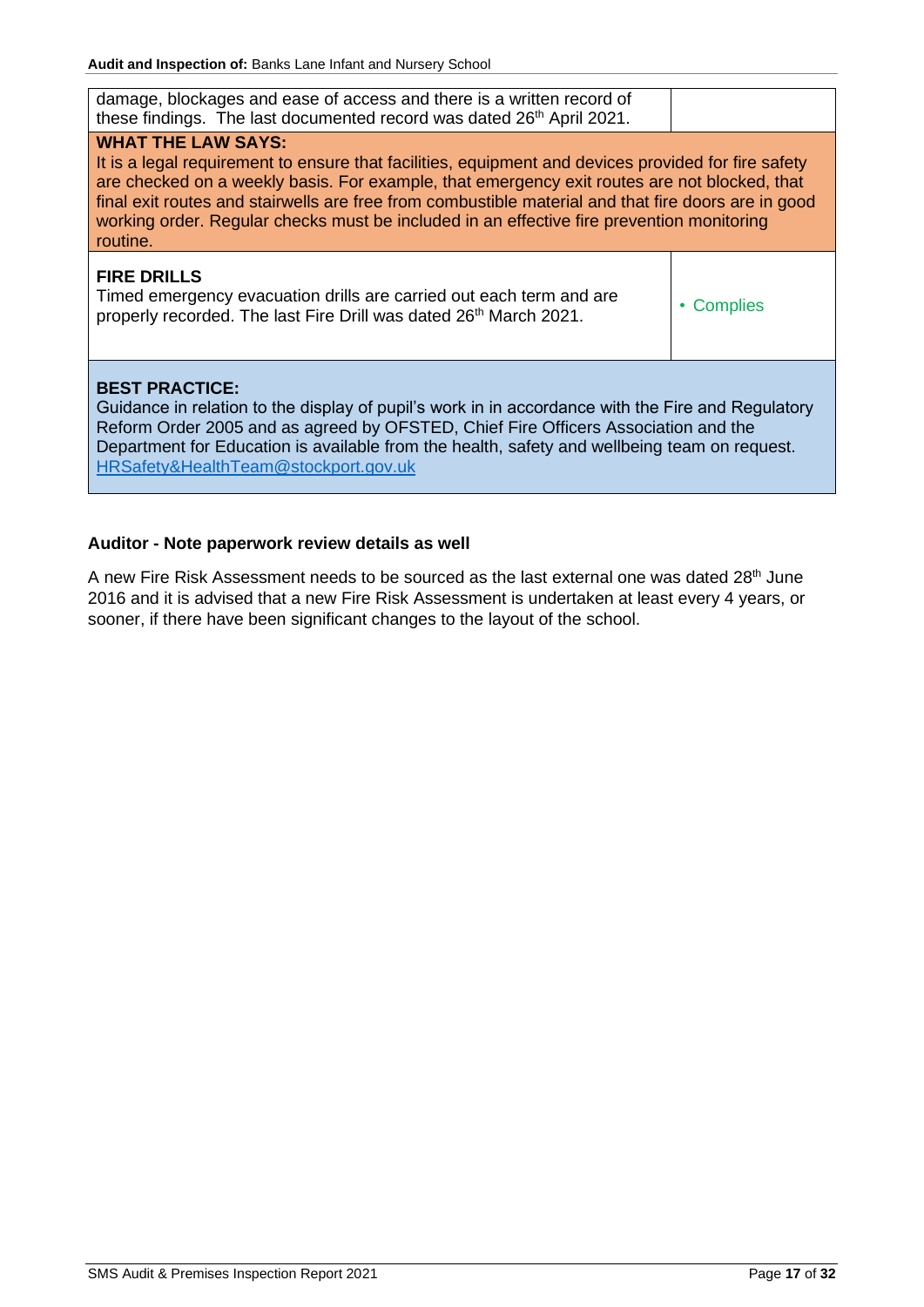| | |
|---|---|
| damage, blockages and ease of access and there is a written record of these findings. The last documented record was dated 26th April 2021. | |

**WHAT THE LAW SAYS:**
It is a legal requirement to ensure that facilities, equipment and devices provided for fire safety are checked on a weekly basis. For example, that emergency exit routes are not blocked, that final exit routes and stairwells are free from combustible material and that fire doors are in good working order. Regular checks must be included in an effective fire prevention monitoring routine.

| | |
|---|---|
| **FIRE DRILLS**<br>Timed emergency evacuation drills are carried out each term and are properly recorded. The last Fire Drill was dated 26th March 2021. | • Complies |

**BEST PRACTICE:**
Guidance in relation to the display of pupil's work in in accordance with the Fire and Regulatory Reform Order 2005 and as agreed by OFSTED, Chief Fire Officers Association and the Department for Education is available from the health, safety and wellbeing team on request. HRSafety&HealthTeam@stockport.gov.uk

**Auditor - Note paperwork review details as well**

A new Fire Risk Assessment needs to be sourced as the last external one was dated 28th June 2016 and it is advised that a new Fire Risk Assessment is undertaken at least every 4 years, or sooner, if there have been significant changes to the layout of the school.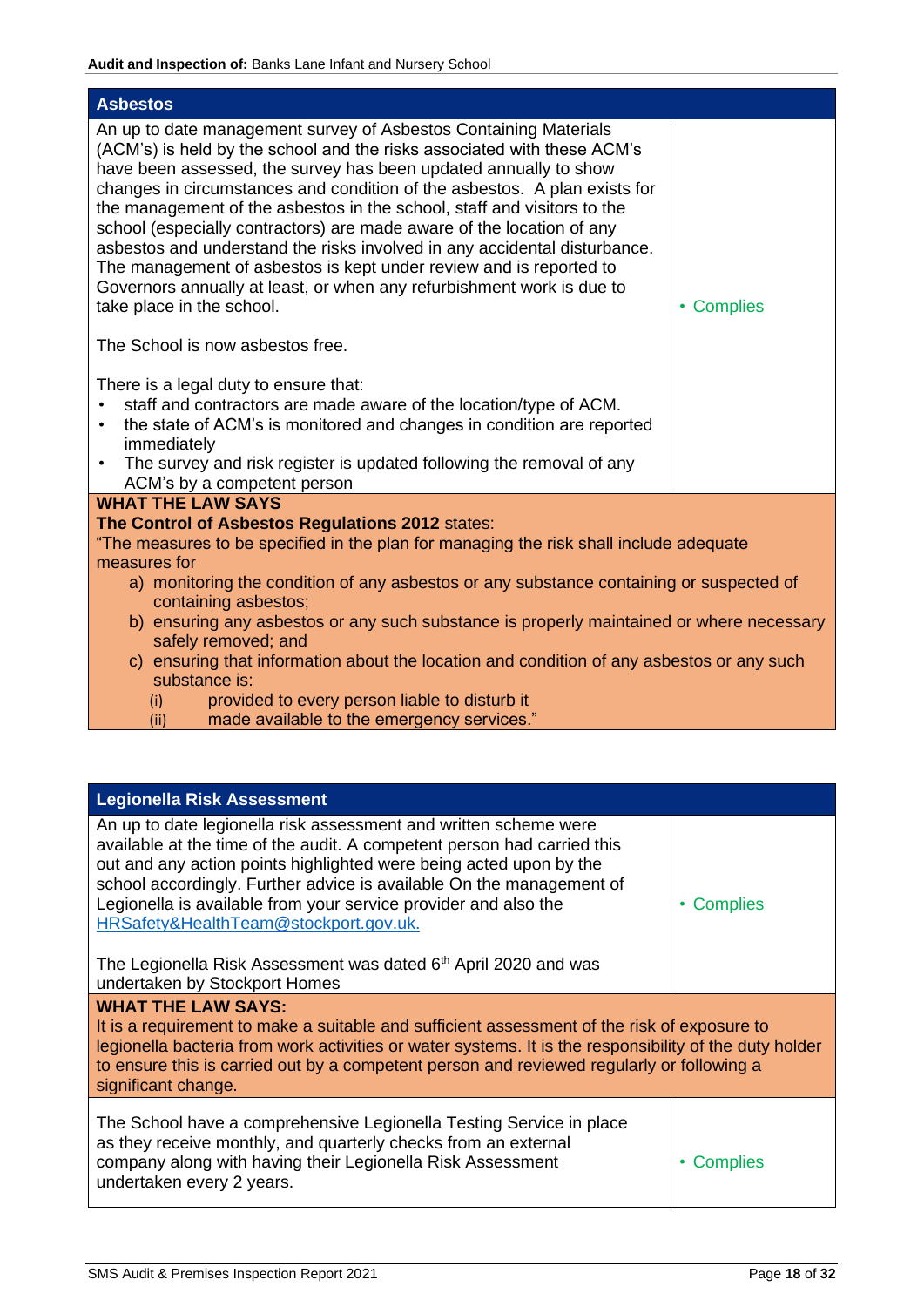| Asbestos | |
|---|---|
| An up to date management survey of Asbestos Containing Materials (ACM's) is held by the school and the risks associated with these ACM's have been assessed, the survey has been updated annually to show changes in circumstances and condition of the asbestos. A plan exists for the management of the asbestos in the school, staff and visitors to the school (especially contractors) are made aware of the location of any asbestos and understand the risks involved in any accidental disturbance. The management of asbestos is kept under review and is reported to Governors annually at least, or when any refurbishment work is due to take place in the school.<br><br>The School is now asbestos free.<br><br>There is a legal duty to ensure that:<br>• staff and contractors are made aware of the location/type of ACM.<br>• the state of ACM's is monitored and changes in condition are reported immediately<br>• The survey and risk register is updated following the removal of any ACM's by a competent person | • Complies |
| **WHAT THE LAW SAYS**<br>**The Control of Asbestos Regulations 2012** states:<br>"The measures to be specified in the plan for managing the risk shall include adequate measures for<br>a) monitoring the condition of any asbestos or any substance containing or suspected of containing asbestos;<br>b) ensuring any asbestos or any such substance is properly maintained or where necessary safely removed; and<br>c) ensuring that information about the location and condition of any asbestos or any such substance is:<br>(i) provided to every person liable to disturb it<br>(ii) made available to the emergency services." | |

| Legionella Risk Assessment | |
|---|---|
| An up to date legionella risk assessment and written scheme were available at the time of the audit. A competent person had carried this out and any action points highlighted were being acted upon by the school accordingly. Further advice is available On the management of Legionella is available from your service provider and also the HRSafety&HealthTeam@stockport.gov.uk.<br><br>The Legionella Risk Assessment was dated 6th April 2020 and was undertaken by Stockport Homes | • Complies |
| **WHAT THE LAW SAYS:**<br>It is a requirement to make a suitable and sufficient assessment of the risk of exposure to legionella bacteria from work activities or water systems. It is the responsibility of the duty holder to ensure this is carried out by a competent person and reviewed regularly or following a significant change. | |
| The School have a comprehensive Legionella Testing Service in place as they receive monthly, and quarterly checks from an external company along with having their Legionella Risk Assessment undertaken every 2 years. | • Complies |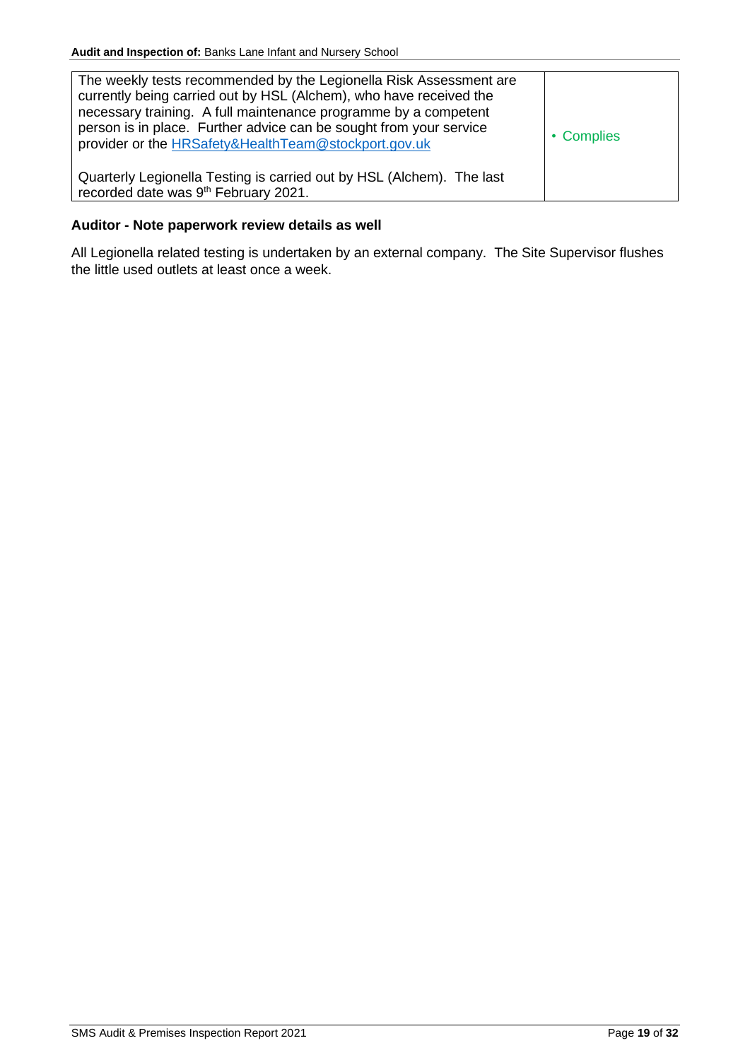| The weekly tests recommended by the Legionella Risk Assessment are currently being carried out by HSL (Alchem), who have received the necessary training. A full maintenance programme by a competent person is in place. Further advice can be sought from your service provider or the [HRSafety&HealthTeam@stockport.gov.uk](mailto:HRSafety&HealthTeam@stockport.gov.uk)<br><br>Quarterly Legionella Testing is carried out by HSL (Alchem). The last recorded date was 9th February 2021. | • Complies |
|---|---|

**Auditor - Note paperwork review details as well**

All Legionella related testing is undertaken by an external company. The Site Supervisor flushes the little used outlets at least once a week.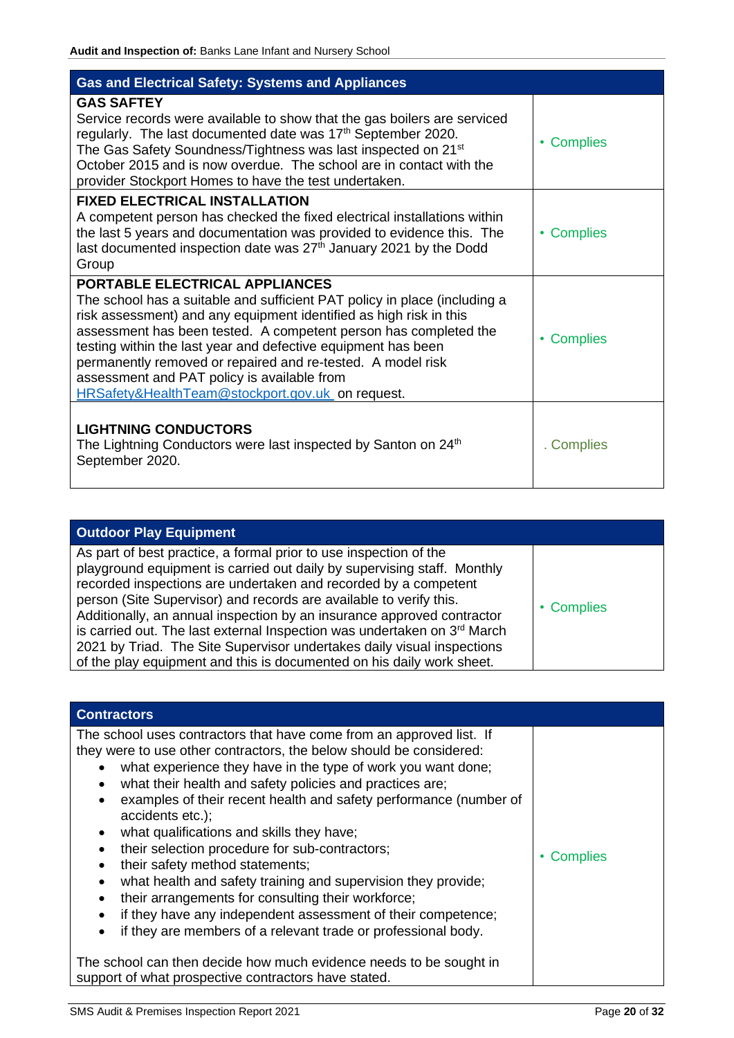| Gas and Electrical Safety: Systems and Appliances | |
|---|---|
| **GAS SAFTEY**<br>Service records were available to show that the gas boilers are serviced regularly. The last documented date was 17th September 2020.<br>The Gas Safety Soundness/Tightness was last inspected on 21st October 2015 and is now overdue. The school are in contact with the provider Stockport Homes to have the test undertaken. | • Complies |
| **FIXED ELECTRICAL INSTALLATION**<br>A competent person has checked the fixed electrical installations within the last 5 years and documentation was provided to evidence this. The last documented inspection date was 27th January 2021 by the Dodd Group | • Complies |
| **PORTABLE ELECTRICAL APPLIANCES**<br>The school has a suitable and sufficient PAT policy in place (including a risk assessment) and any equipment identified as high risk in this assessment has been tested. A competent person has completed the testing within the last year and defective equipment has been permanently removed or repaired and re-tested. A model risk assessment and PAT policy is available from HRSafety&HealthTeam@stockport.gov.uk on request. | • Complies |
| **LIGHTNING CONDUCTORS**<br>The Lightning Conductors were last inspected by Santon on 24th September 2020. | . Complies |

| Outdoor Play Equipment | |
|---|---|
| As part of best practice, a formal prior to use inspection of the playground equipment is carried out daily by supervising staff. Monthly recorded inspections are undertaken and recorded by a competent person (Site Supervisor) and records are available to verify this. Additionally, an annual inspection by an insurance approved contractor is carried out. The last external Inspection was undertaken on 3rd March 2021 by Triad. The Site Supervisor undertakes daily visual inspections of the play equipment and this is documented on his daily work sheet. | • Complies |

| Contractors | |
|---|---|
| The school uses contractors that have come from an approved list. If they were to use other contractors, the below should be considered:<br>• what experience they have in the type of work you want done;<br>• what their health and safety policies and practices are;<br>• examples of their recent health and safety performance (number of accidents etc.);<br>• what qualifications and skills they have;<br>• their selection procedure for sub-contractors;<br>• their safety method statements;<br>• what health and safety training and supervision they provide;<br>• their arrangements for consulting their workforce;<br>• if they have any independent assessment of their competence;<br>• if they are members of a relevant trade or professional body.<br><br>The school can then decide how much evidence needs to be sought in support of what prospective contractors have stated. | • Complies |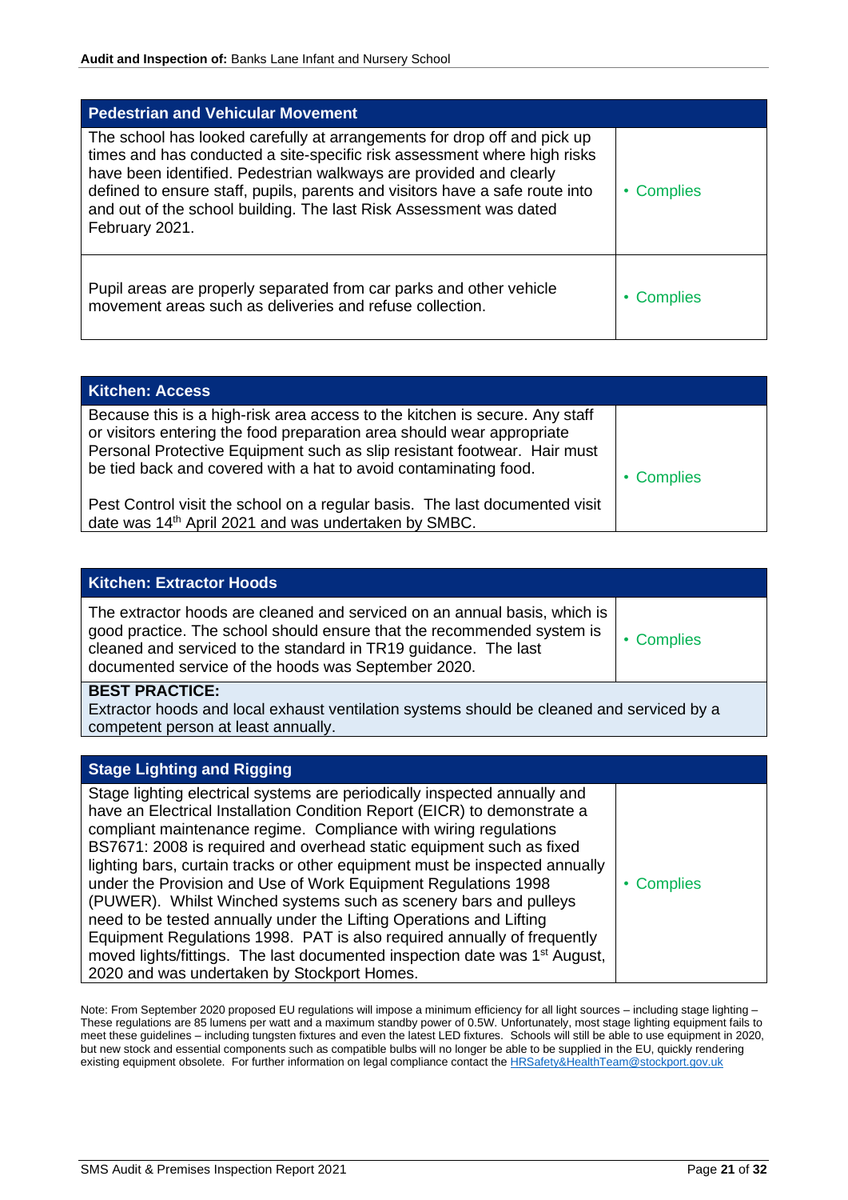| Pedestrian and Vehicular Movement | |
|---|---|
| The school has looked carefully at arrangements for drop off and pick up times and has conducted a site-specific risk assessment where high risks have been identified. Pedestrian walkways are provided and clearly defined to ensure staff, pupils, parents and visitors have a safe route into and out of the school building. The last Risk Assessment was dated February 2021. | • Complies |
| Pupil areas are properly separated from car parks and other vehicle movement areas such as deliveries and refuse collection. | • Complies |

| Kitchen: Access | |
|---|---|
| Because this is a high-risk area access to the kitchen is secure. Any staff or visitors entering the food preparation area should wear appropriate Personal Protective Equipment such as slip resistant footwear. Hair must be tied back and covered with a hat to avoid contaminating food.<br><br>Pest Control visit the school on a regular basis. The last documented visit date was 14th April 2021 and was undertaken by SMBC. | • Complies |

| Kitchen: Extractor Hoods | |
|---|---|
| The extractor hoods are cleaned and serviced on an annual basis, which is good practice. The school should ensure that the recommended system is cleaned and serviced to the standard in TR19 guidance. The last documented service of the hoods was September 2020. | • Complies |
| **BEST PRACTICE:**<br>Extractor hoods and local exhaust ventilation systems should be cleaned and serviced by a competent person at least annually. | |

| Stage Lighting and Rigging | |
|---|---|
| Stage lighting electrical systems are periodically inspected annually and have an Electrical Installation Condition Report (EICR) to demonstrate a compliant maintenance regime. Compliance with wiring regulations BS7671: 2008 is required and overhead static equipment such as fixed lighting bars, curtain tracks or other equipment must be inspected annually under the Provision and Use of Work Equipment Regulations 1998 (PUWER). Whilst Winched systems such as scenery bars and pulleys need to be tested annually under the Lifting Operations and Lifting Equipment Regulations 1998. PAT is also required annually of frequently moved lights/fittings. The last documented inspection date was 1st August, 2020 and was undertaken by Stockport Homes. | • Complies |

Note: From September 2020 proposed EU regulations will impose a minimum efficiency for all light sources – including stage lighting – These regulations are 85 lumens per watt and a maximum standby power of 0.5W. Unfortunately, most stage lighting equipment fails to meet these guidelines – including tungsten fixtures and even the latest LED fixtures. Schools will still be able to use equipment in 2020, but new stock and essential components such as compatible bulbs will no longer be able to be supplied in the EU, quickly rendering existing equipment obsolete. For further information on legal compliance contact the HRSafety&HealthTeam@stockport.gov.uk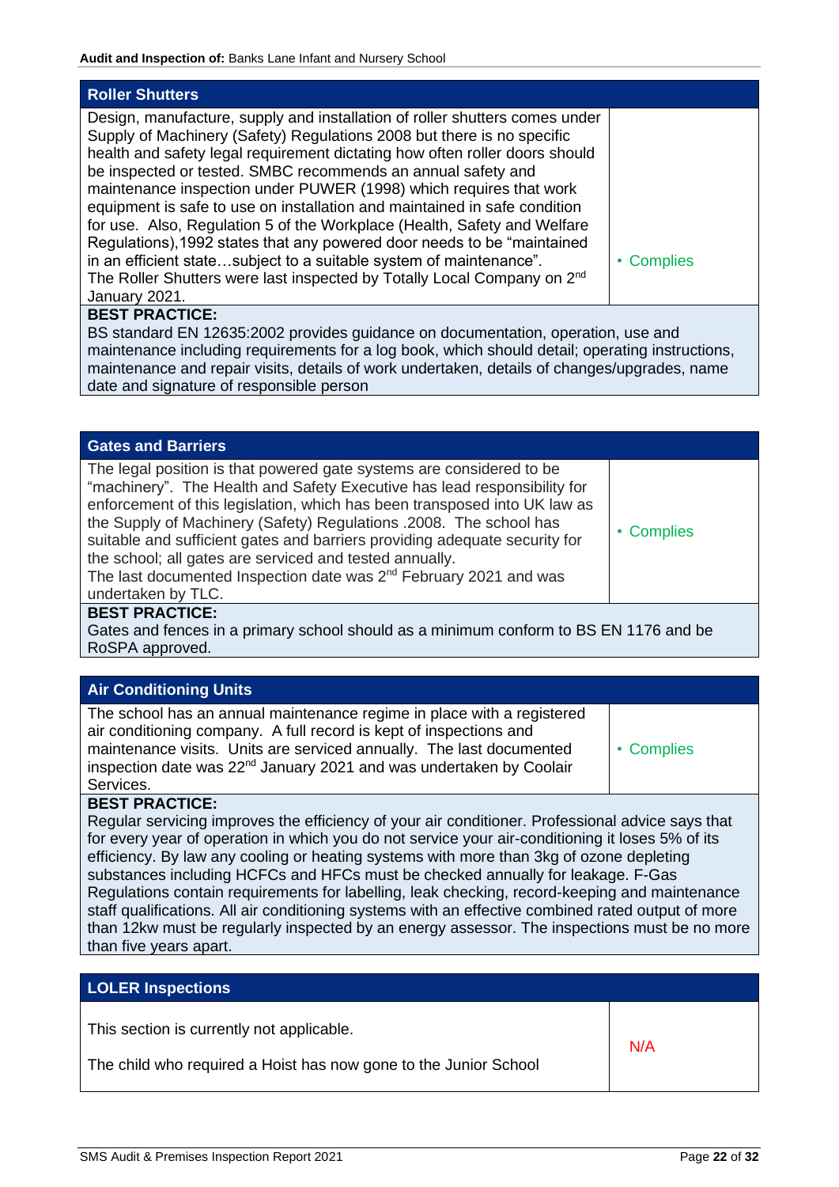## Roller Shutters

| Roller Shutters | |
|---|---|
| Design, manufacture, supply and installation of roller shutters comes under Supply of Machinery (Safety) Regulations 2008 but there is no specific health and safety legal requirement dictating how often roller doors should be inspected or tested. SMBC recommends an annual safety and maintenance inspection under PUWER (1998) which requires that work equipment is safe to use on installation and maintained in safe condition for use. Also, Regulation 5 of the Workplace (Health, Safety and Welfare Regulations),1992 states that any powered door needs to be "maintained in an efficient state…subject to a suitable system of maintenance". The Roller Shutters were last inspected by Totally Local Company on 2nd January 2021. | • Complies |

**BEST PRACTICE:**
BS standard EN 12635:2002 provides guidance on documentation, operation, use and maintenance including requirements for a log book, which should detail; operating instructions, maintenance and repair visits, details of work undertaken, details of changes/upgrades, name date and signature of responsible person

## Gates and Barriers

| Gates and Barriers | |
|---|---|
| The legal position is that powered gate systems are considered to be "machinery". The Health and Safety Executive has lead responsibility for enforcement of this legislation, which has been transposed into UK law as the Supply of Machinery (Safety) Regulations .2008. The school has suitable and sufficient gates and barriers providing adequate security for the school; all gates are serviced and tested annually. The last documented Inspection date was 2nd February 2021 and was undertaken by TLC. | • Complies |

**BEST PRACTICE:**
Gates and fences in a primary school should as a minimum conform to BS EN 1176 and be RoSPA approved.

## Air Conditioning Units

| Air Conditioning Units | |
|---|---|
| The school has an annual maintenance regime in place with a registered air conditioning company. A full record is kept of inspections and maintenance visits. Units are serviced annually. The last documented inspection date was 22nd January 2021 and was undertaken by Coolair Services. | • Complies |

**BEST PRACTICE:**
Regular servicing improves the efficiency of your air conditioner. Professional advice says that for every year of operation in which you do not service your air-conditioning it loses 5% of its efficiency. By law any cooling or heating systems with more than 3kg of ozone depleting substances including HCFCs and HFCs must be checked annually for leakage. F-Gas Regulations contain requirements for labelling, leak checking, record-keeping and maintenance staff qualifications. All air conditioning systems with an effective combined rated output of more than 12kw must be regularly inspected by an energy assessor. The inspections must be no more than five years apart.

## LOLER Inspections

| LOLER Inspections | |
|---|---|
| This section is currently not applicable.<br><br>The child who required a Hoist has now gone to the Junior School | N/A |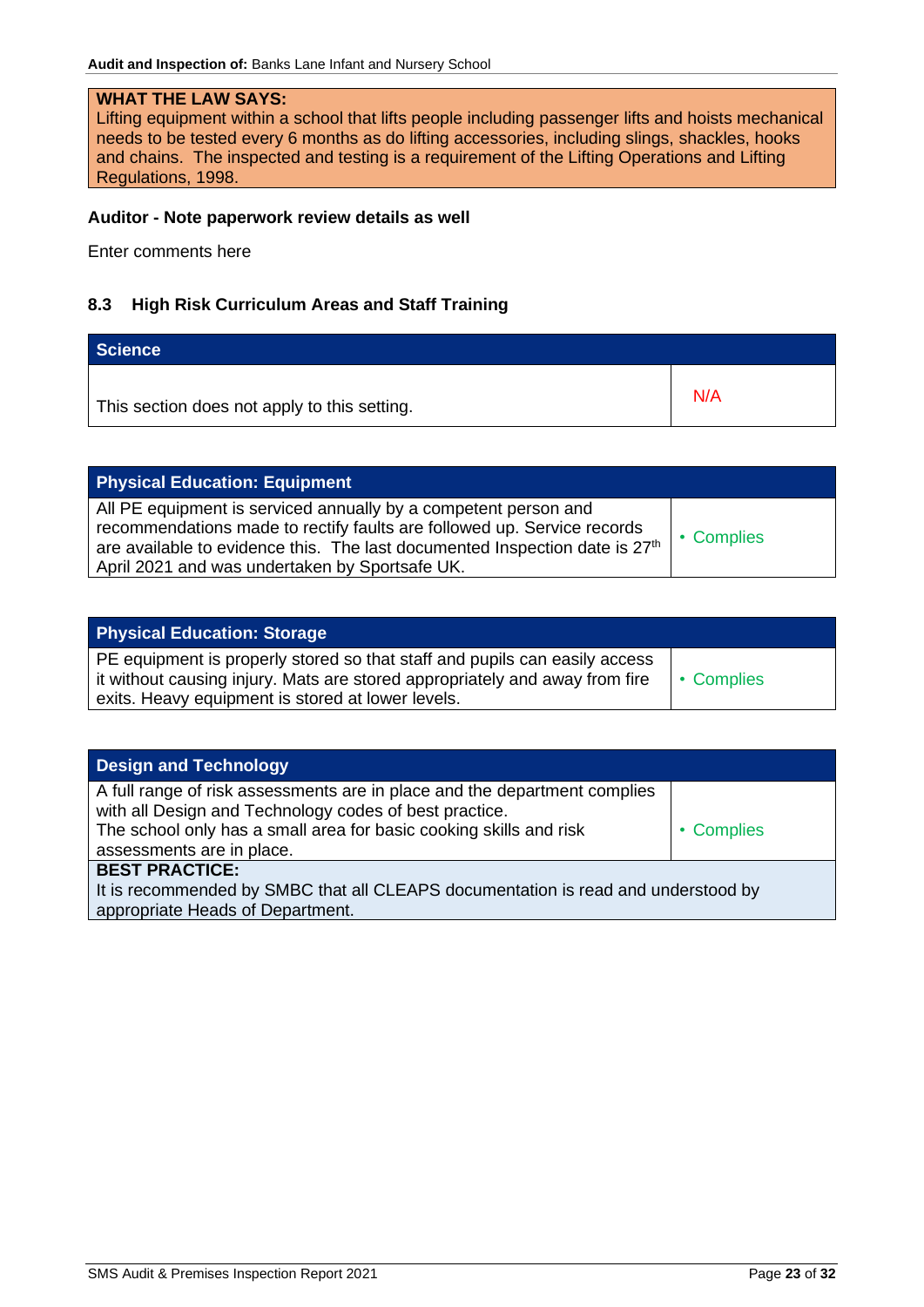**WHAT THE LAW SAYS:**
Lifting equipment within a school that lifts people including passenger lifts and hoists mechanical needs to be tested every 6 months as do lifting accessories, including slings, shackles, hooks and chains. The inspected and testing is a requirement of the Lifting Operations and Lifting Regulations, 1998.

**Auditor - Note paperwork review details as well**

Enter comments here

### 8.3 High Risk Curriculum Areas and Staff Training

| Science | |
|---|---|
| This section does not apply to this setting. | N/A |

| Physical Education: Equipment | |
|---|---|
| All PE equipment is serviced annually by a competent person and recommendations made to rectify faults are followed up. Service records are available to evidence this. The last documented Inspection date is 27th April 2021 and was undertaken by Sportsafe UK. | • Complies |

| Physical Education: Storage | |
|---|---|
| PE equipment is properly stored so that staff and pupils can easily access it without causing injury. Mats are stored appropriately and away from fire exits. Heavy equipment is stored at lower levels. | • Complies |

| Design and Technology | |
|---|---|
| A full range of risk assessments are in place and the department complies with all Design and Technology codes of best practice. The school only has a small area for basic cooking skills and risk assessments are in place. | • Complies |
| **BEST PRACTICE:** It is recommended by SMBC that all CLEAPS documentation is read and understood by appropriate Heads of Department. | |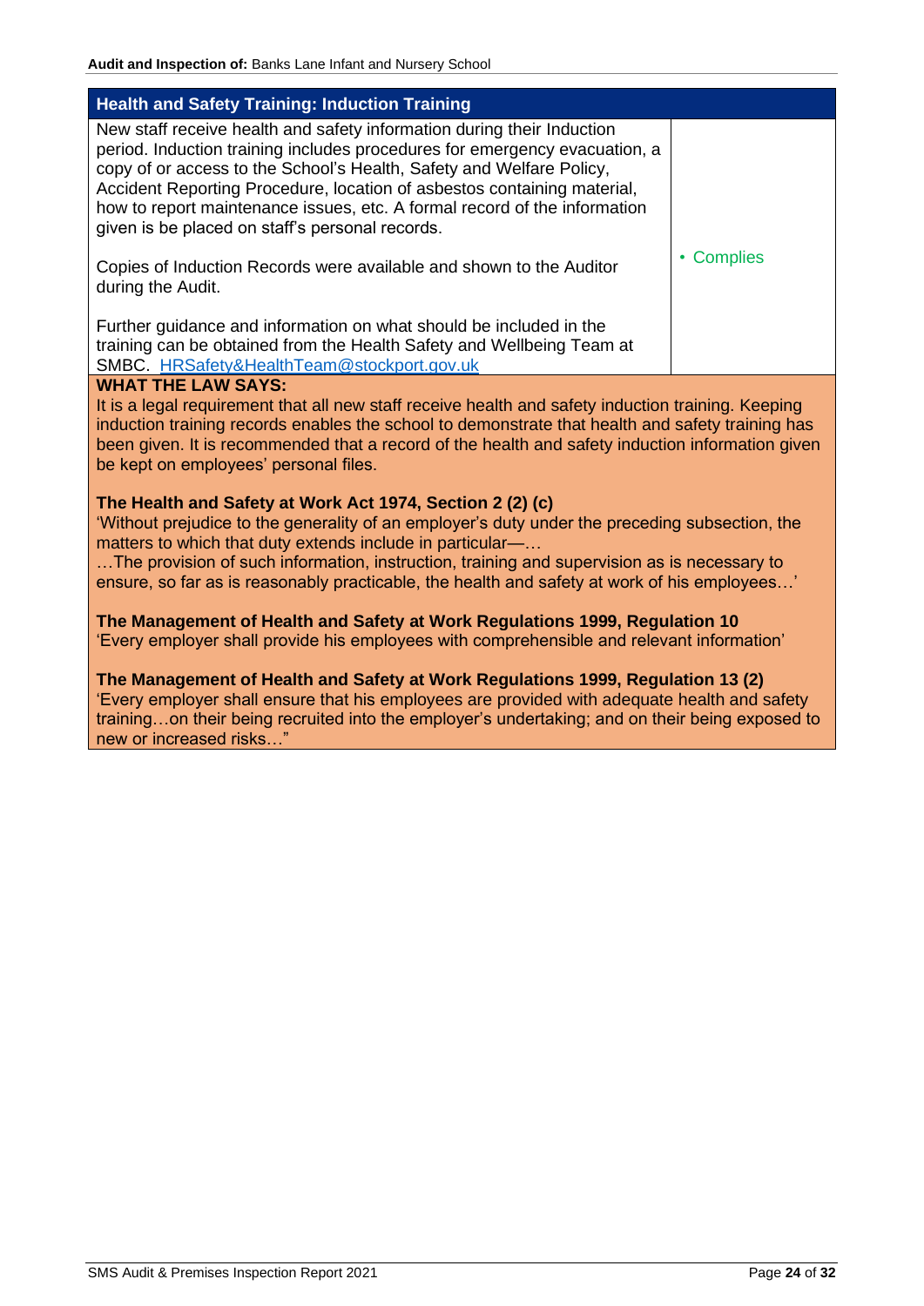| Health and Safety Training: Induction Training | |
| --- | --- |
| New staff receive health and safety information during their Induction period. Induction training includes procedures for emergency evacuation, a copy of or access to the School's Health, Safety and Welfare Policy, Accident Reporting Procedure, location of asbestos containing material, how to report maintenance issues, etc. A formal record of the information given is be placed on staff's personal records.<br><br>Copies of Induction Records were available and shown to the Auditor during the Audit.<br><br>Further guidance and information on what should be included in the training can be obtained from the Health Safety and Wellbeing Team at SMBC. [HRSafety&HealthTeam@stockport.gov.uk](mailto:HRSafety&HealthTeam@stockport.gov.uk) | • Complies |

**WHAT THE LAW SAYS:**

It is a legal requirement that all new staff receive health and safety induction training. Keeping induction training records enables the school to demonstrate that health and safety training has been given. It is recommended that a record of the health and safety induction information given be kept on employees' personal files.

**The Health and Safety at Work Act 1974, Section 2 (2) (c)**

'Without prejudice to the generality of an employer's duty under the preceding subsection, the matters to which that duty extends include in particular—…

…The provision of such information, instruction, training and supervision as is necessary to ensure, so far as is reasonably practicable, the health and safety at work of his employees…'

**The Management of Health and Safety at Work Regulations 1999, Regulation 10**

'Every employer shall provide his employees with comprehensible and relevant information'

**The Management of Health and Safety at Work Regulations 1999, Regulation 13 (2)**

'Every employer shall ensure that his employees are provided with adequate health and safety training…on their being recruited into the employer's undertaking; and on their being exposed to new or increased risks…"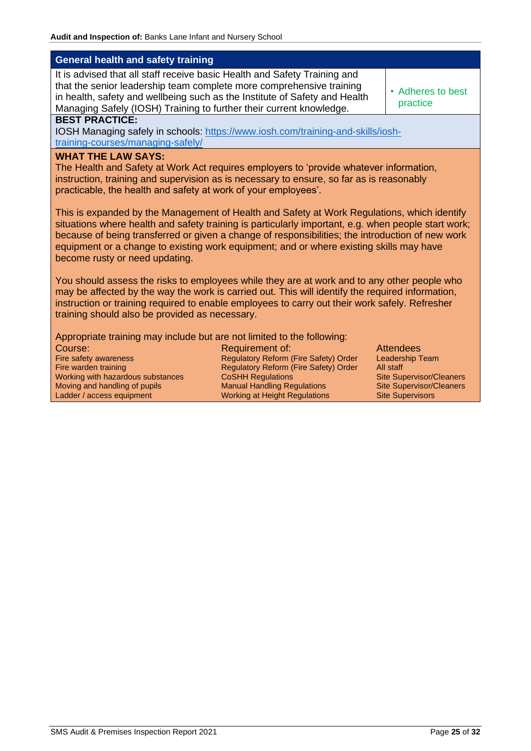## General health and safety training

| | |
|---|---|
| It is advised that all staff receive basic Health and Safety Training and that the senior leadership team complete more comprehensive training in health, safety and wellbeing such as the Institute of Safety and Health Managing Safely (IOSH) Training to further their current knowledge. | • Adheres to best practice |

**BEST PRACTICE:**

IOSH Managing safely in schools: https://www.iosh.com/training-and-skills/iosh-training-courses/managing-safely/

**WHAT THE LAW SAYS:**

The Health and Safety at Work Act requires employers to 'provide whatever information, instruction, training and supervision as is necessary to ensure, so far as is reasonably practicable, the health and safety at work of your employees'.

This is expanded by the Management of Health and Safety at Work Regulations, which identify situations where health and safety training is particularly important, e.g. when people start work; because of being transferred or given a change of responsibilities; the introduction of new work equipment or a change to existing work equipment; and or where existing skills may have become rusty or need updating.

You should assess the risks to employees while they are at work and to any other people who may be affected by the way the work is carried out. This will identify the required information, instruction or training required to enable employees to carry out their work safely. Refresher training should also be provided as necessary.

Appropriate training may include but are not limited to the following:

| Course: | Requirement of: | Attendees |
|---|---|---|
| Fire safety awareness | Regulatory Reform (Fire Safety) Order | Leadership Team |
| Fire warden training | Regulatory Reform (Fire Safety) Order | All staff |
| Working with hazardous substances | CoSHH Regulations | Site Supervisor/Cleaners |
| Moving and handling of pupils | Manual Handling Regulations | Site Supervisor/Cleaners |
| Ladder / access equipment | Working at Height Regulations | Site Supervisors |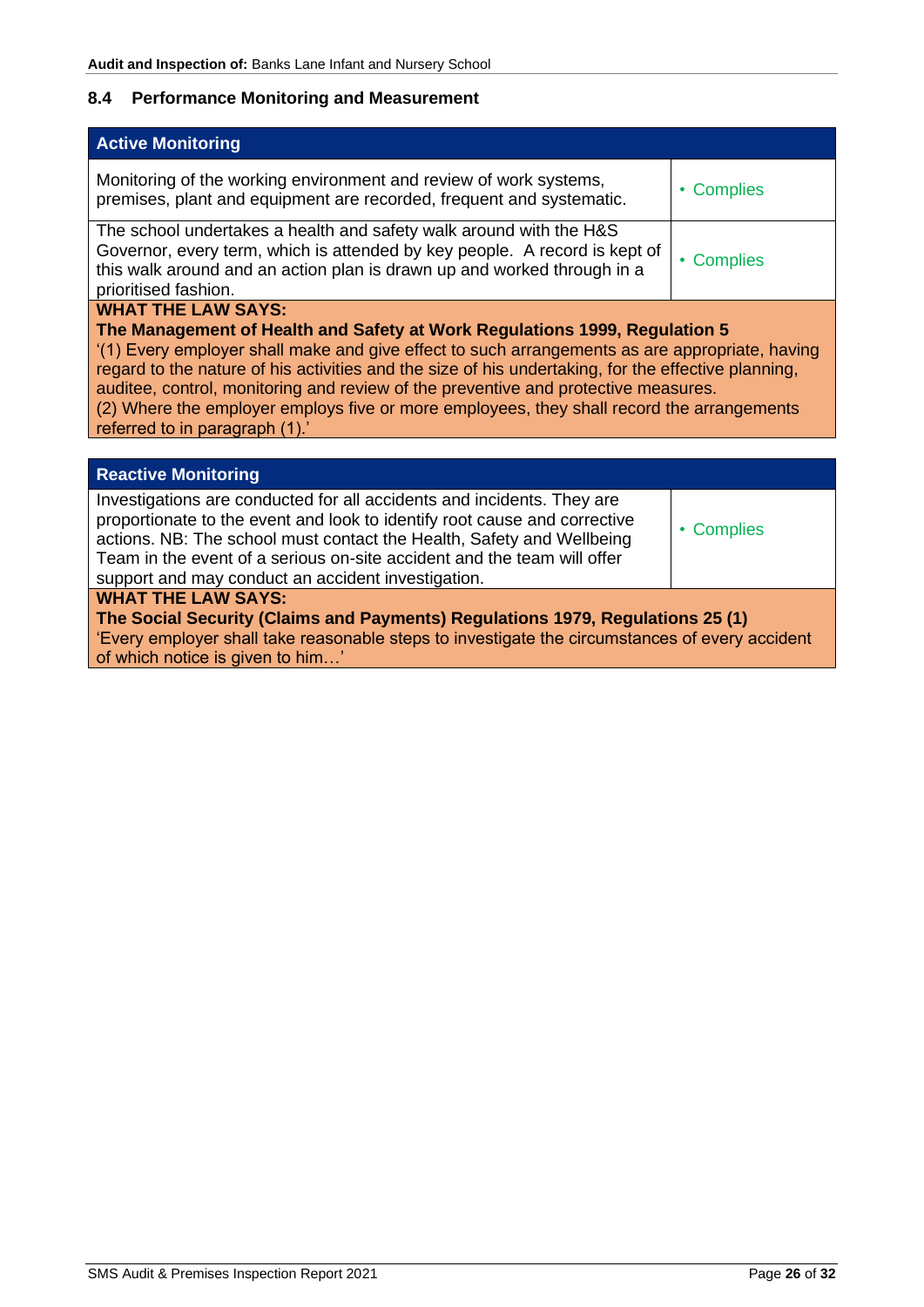### 8.4 Performance Monitoring and Measurement

| Active Monitoring | |
|---|---|
| Monitoring of the working environment and review of work systems, premises, plant and equipment are recorded, frequent and systematic. | • Complies |
| The school undertakes a health and safety walk around with the H&S Governor, every term, which is attended by key people. A record is kept of this walk around and an action plan is drawn up and worked through in a prioritised fashion. | • Complies |

**WHAT THE LAW SAYS:**

**The Management of Health and Safety at Work Regulations 1999, Regulation 5**

'(1) Every employer shall make and give effect to such arrangements as are appropriate, having regard to the nature of his activities and the size of his undertaking, for the effective planning, auditee, control, monitoring and review of the preventive and protective measures.
(2) Where the employer employs five or more employees, they shall record the arrangements referred to in paragraph (1).'

| Reactive Monitoring | |
|---|---|
| Investigations are conducted for all accidents and incidents. They are proportionate to the event and look to identify root cause and corrective actions. NB: The school must contact the Health, Safety and Wellbeing Team in the event of a serious on-site accident and the team will offer support and may conduct an accident investigation. | • Complies |

**WHAT THE LAW SAYS:**

**The Social Security (Claims and Payments) Regulations 1979, Regulations 25 (1)**

'Every employer shall take reasonable steps to investigate the circumstances of every accident of which notice is given to him…'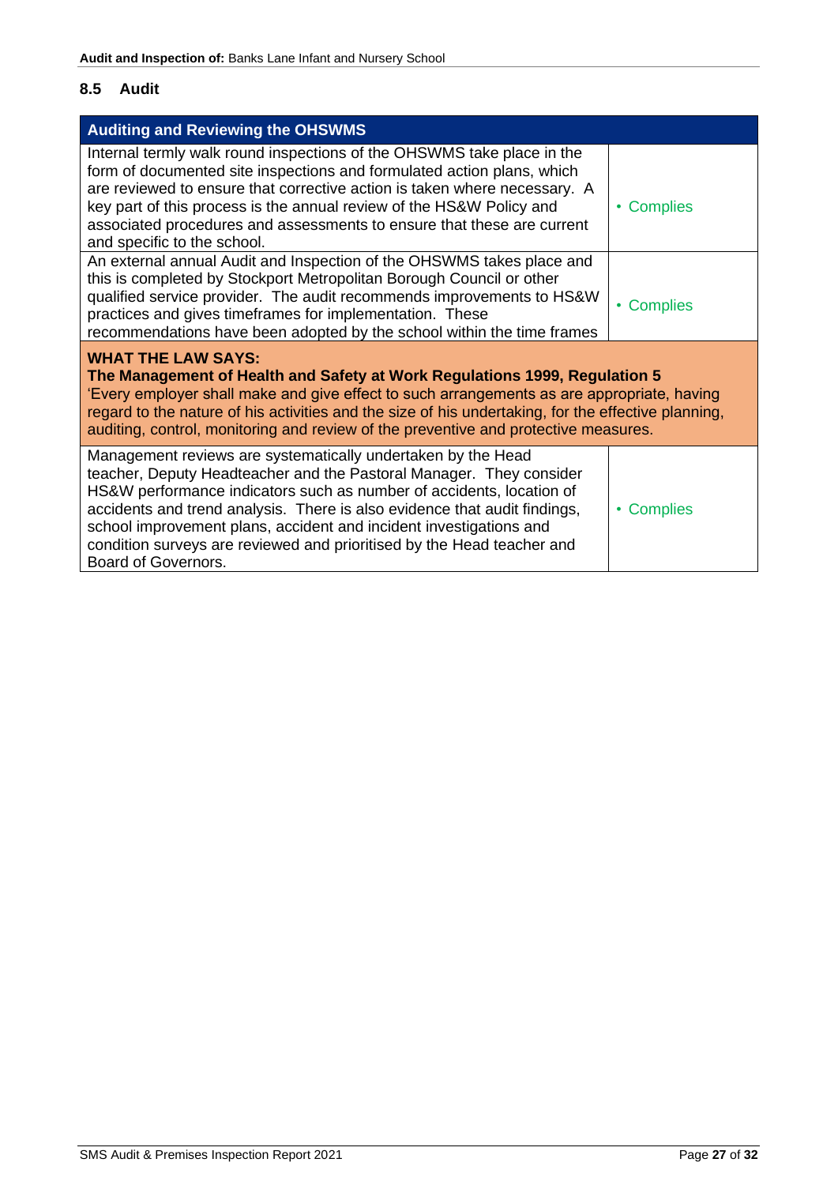## 8.5 Audit

| Auditing and Reviewing the OHSWMS | |
|---|---|
| Internal termly walk round inspections of the OHSWMS take place in the form of documented site inspections and formulated action plans, which are reviewed to ensure that corrective action is taken where necessary. A key part of this process is the annual review of the HS&W Policy and associated procedures and assessments to ensure that these are current and specific to the school. | • Complies |
| An external annual Audit and Inspection of the OHSWMS takes place and this is completed by Stockport Metropolitan Borough Council or other qualified service provider. The audit recommends improvements to HS&W practices and gives timeframes for implementation. These recommendations have been adopted by the school within the time frames | • Complies |
| **WHAT THE LAW SAYS:**<br>**The Management of Health and Safety at Work Regulations 1999, Regulation 5**<br>'Every employer shall make and give effect to such arrangements as are appropriate, having regard to the nature of his activities and the size of his undertaking, for the effective planning, auditing, control, monitoring and review of the preventive and protective measures. | |
| Management reviews are systematically undertaken by the Head teacher, Deputy Headteacher and the Pastoral Manager. They consider HS&W performance indicators such as number of accidents, location of accidents and trend analysis. There is also evidence that audit findings, school improvement plans, accident and incident investigations and condition surveys are reviewed and prioritised by the Head teacher and Board of Governors. | • Complies |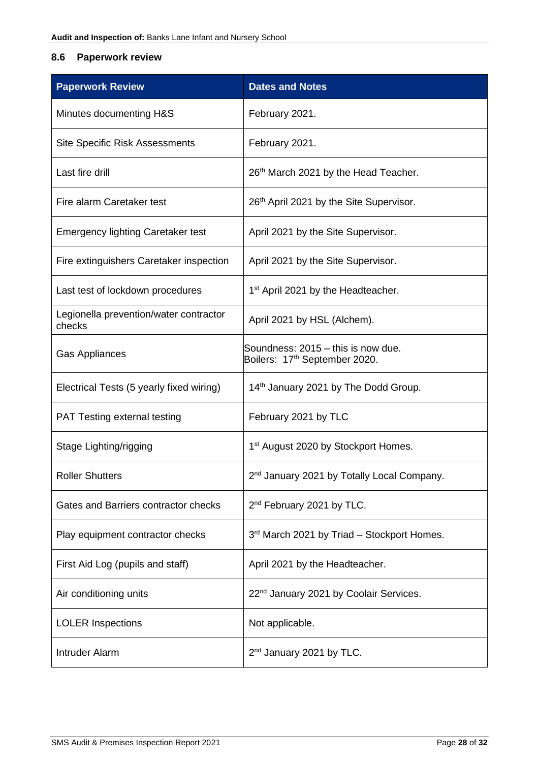## 8.6 Paperwork review

| Paperwork Review | Dates and Notes |
|---|---|
| Minutes documenting H&S | February 2021. |
| Site Specific Risk Assessments | February 2021. |
| Last fire drill | 26th March 2021 by the Head Teacher. |
| Fire alarm Caretaker test | 26th April 2021 by the Site Supervisor. |
| Emergency lighting Caretaker test | April 2021 by the Site Supervisor. |
| Fire extinguishers Caretaker inspection | April 2021 by the Site Supervisor. |
| Last test of lockdown procedures | 1st April 2021 by the Headteacher. |
| Legionella prevention/water contractor checks | April 2021 by HSL (Alchem). |
| Gas Appliances | Soundness: 2015 – this is now due.<br>Boilers: 17th September 2020. |
| Electrical Tests (5 yearly fixed wiring) | 14th January 2021 by The Dodd Group. |
| PAT Testing external testing | February 2021 by TLC |
| Stage Lighting/rigging | 1st August 2020 by Stockport Homes. |
| Roller Shutters | 2nd January 2021 by Totally Local Company. |
| Gates and Barriers contractor checks | 2nd February 2021 by TLC. |
| Play equipment contractor checks | 3rd March 2021 by Triad – Stockport Homes. |
| First Aid Log (pupils and staff) | April 2021 by the Headteacher. |
| Air conditioning units | 22nd January 2021 by Coolair Services. |
| LOLER Inspections | Not applicable. |
| Intruder Alarm | 2nd January 2021 by TLC. |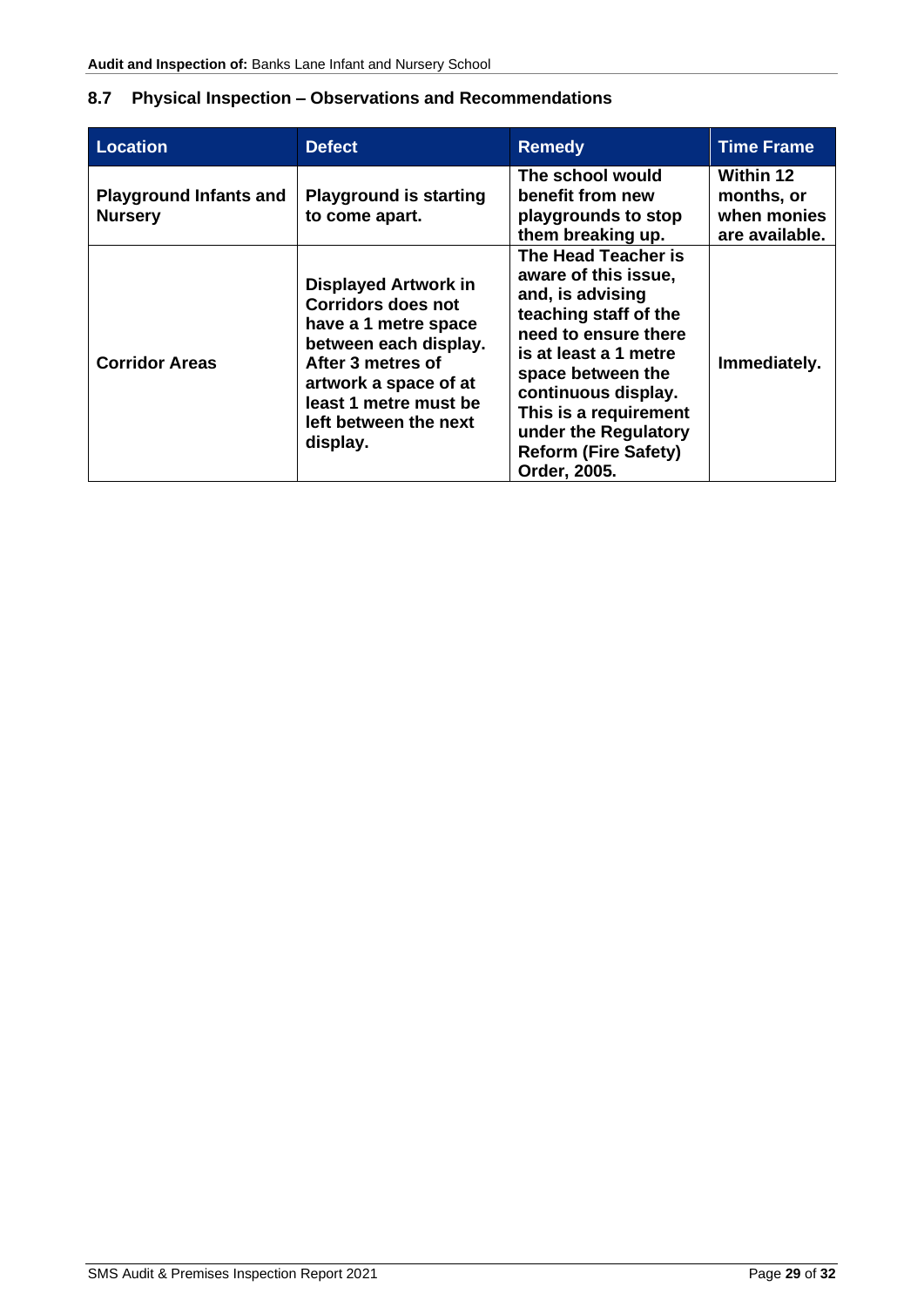## 8.7 Physical Inspection – Observations and Recommendations

| Location | Defect | Remedy | Time Frame |
|---|---|---|---|
| **Playground Infants and Nursery** | **Playground is starting to come apart.** | **The school would benefit from new playgrounds to stop them breaking up.** | **Within 12 months, or when monies are available.** |
| **Corridor Areas** | **Displayed Artwork in Corridors does not have a 1 metre space between each display. After 3 metres of artwork a space of at least 1 metre must be left between the next display.** | **The Head Teacher is aware of this issue, and, is advising teaching staff of the need to ensure there is at least a 1 metre space between the continuous display. This is a requirement under the Regulatory Reform (Fire Safety) Order, 2005.** | **Immediately.** |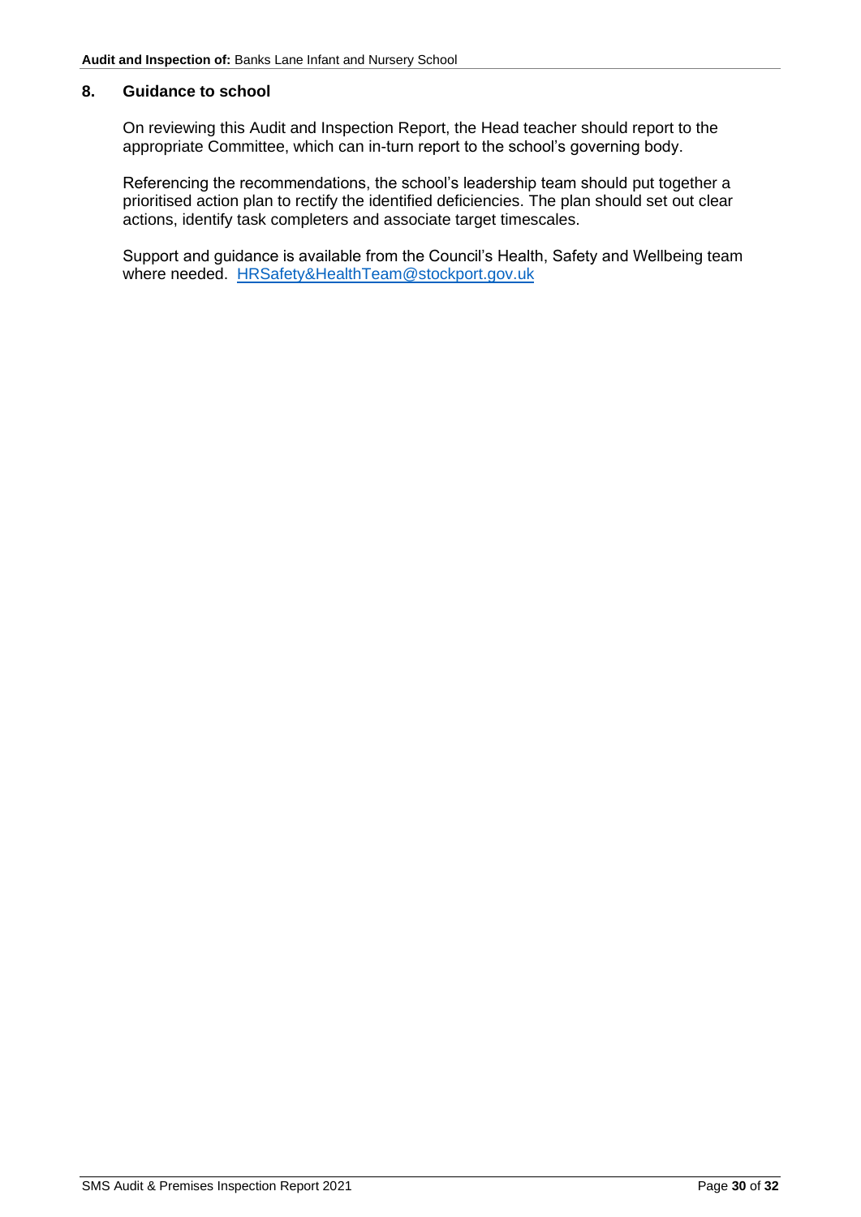## 8. Guidance to school

On reviewing this Audit and Inspection Report, the Head teacher should report to the appropriate Committee, which can in-turn report to the school's governing body.

Referencing the recommendations, the school's leadership team should put together a prioritised action plan to rectify the identified deficiencies. The plan should set out clear actions, identify task completers and associate target timescales.

Support and guidance is available from the Council's Health, Safety and Wellbeing team where needed. HRSafety&HealthTeam@stockport.gov.uk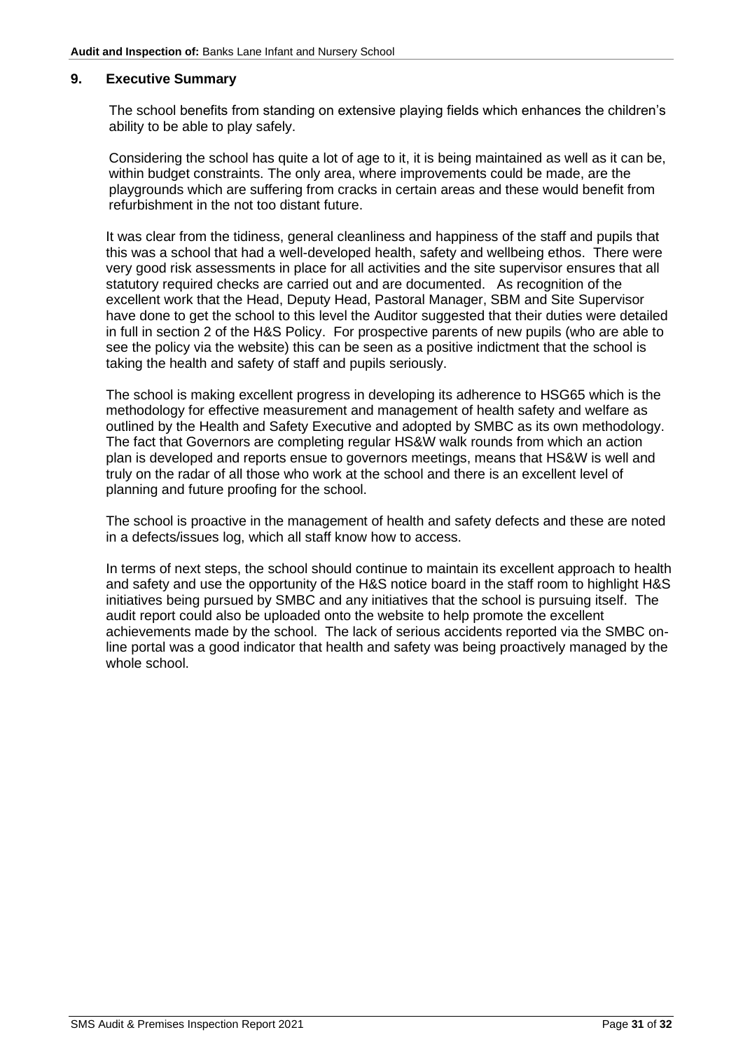## 9. Executive Summary

The school benefits from standing on extensive playing fields which enhances the children's ability to be able to play safely.

Considering the school has quite a lot of age to it, it is being maintained as well as it can be, within budget constraints. The only area, where improvements could be made, are the playgrounds which are suffering from cracks in certain areas and these would benefit from refurbishment in the not too distant future.

It was clear from the tidiness, general cleanliness and happiness of the staff and pupils that this was a school that had a well-developed health, safety and wellbeing ethos. There were very good risk assessments in place for all activities and the site supervisor ensures that all statutory required checks are carried out and are documented. As recognition of the excellent work that the Head, Deputy Head, Pastoral Manager, SBM and Site Supervisor have done to get the school to this level the Auditor suggested that their duties were detailed in full in section 2 of the H&S Policy. For prospective parents of new pupils (who are able to see the policy via the website) this can be seen as a positive indictment that the school is taking the health and safety of staff and pupils seriously.

The school is making excellent progress in developing its adherence to HSG65 which is the methodology for effective measurement and management of health safety and welfare as outlined by the Health and Safety Executive and adopted by SMBC as its own methodology. The fact that Governors are completing regular HS&W walk rounds from which an action plan is developed and reports ensue to governors meetings, means that HS&W is well and truly on the radar of all those who work at the school and there is an excellent level of planning and future proofing for the school.

The school is proactive in the management of health and safety defects and these are noted in a defects/issues log, which all staff know how to access.

In terms of next steps, the school should continue to maintain its excellent approach to health and safety and use the opportunity of the H&S notice board in the staff room to highlight H&S initiatives being pursued by SMBC and any initiatives that the school is pursuing itself. The audit report could also be uploaded onto the website to help promote the excellent achievements made by the school. The lack of serious accidents reported via the SMBC on-line portal was a good indicator that health and safety was being proactively managed by the whole school.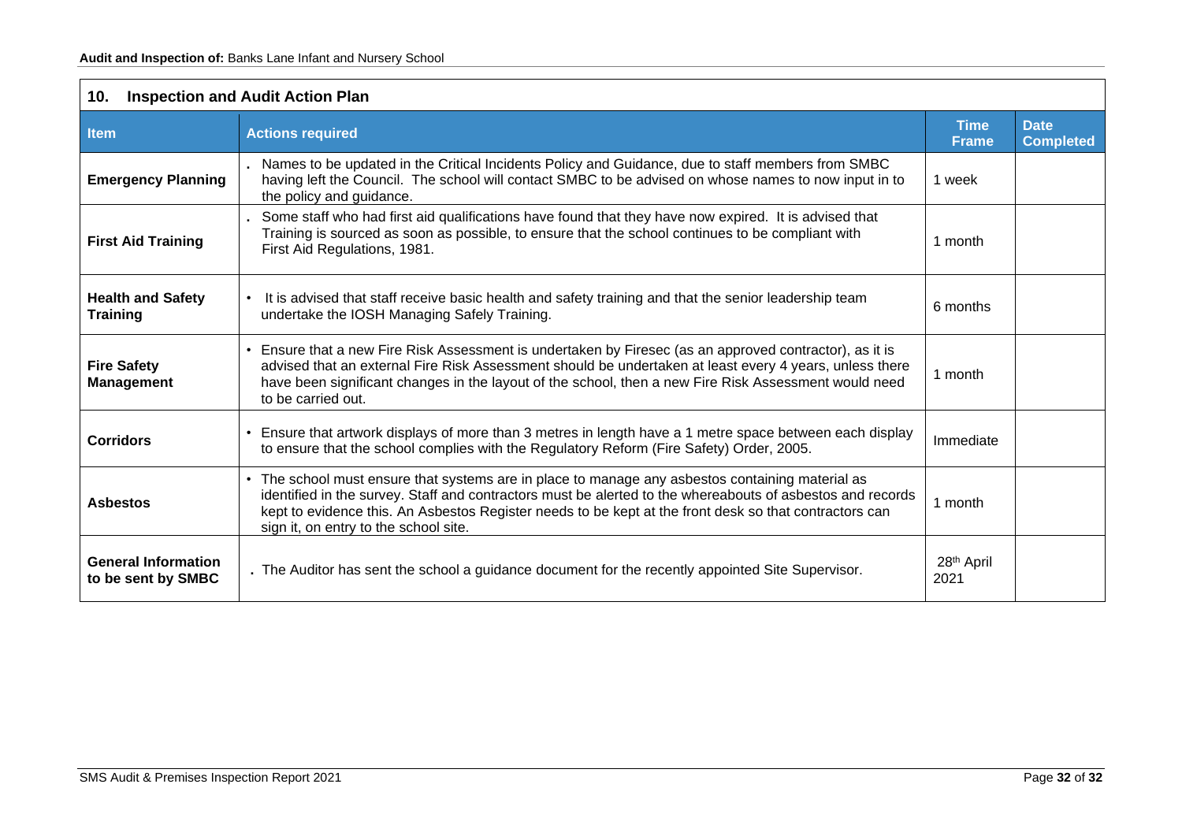## 10. Inspection and Audit Action Plan

| Item | Actions required | Time Frame | Date Completed |
|---|---|---|---|
| **Emergency Planning** | . Names to be updated in the Critical Incidents Policy and Guidance, due to staff members from SMBC having left the Council. The school will contact SMBC to be advised on whose names to now input in to the policy and guidance. | 1 week | |
| **First Aid Training** | . Some staff who had first aid qualifications have found that they have now expired. It is advised that Training is sourced as soon as possible, to ensure that the school continues to be compliant with First Aid Regulations, 1981. | 1 month | |
| **Health and Safety Training** | • It is advised that staff receive basic health and safety training and that the senior leadership team undertake the IOSH Managing Safely Training. | 6 months | |
| **Fire Safety Management** | • Ensure that a new Fire Risk Assessment is undertaken by Firesec (as an approved contractor), as it is advised that an external Fire Risk Assessment should be undertaken at least every 4 years, unless there have been significant changes in the layout of the school, then a new Fire Risk Assessment would need to be carried out. | 1 month | |
| **Corridors** | • Ensure that artwork displays of more than 3 metres in length have a 1 metre space between each display to ensure that the school complies with the Regulatory Reform (Fire Safety) Order, 2005. | Immediate | |
| **Asbestos** | • The school must ensure that systems are in place to manage any asbestos containing material as identified in the survey. Staff and contractors must be alerted to the whereabouts of asbestos and records kept to evidence this. An Asbestos Register needs to be kept at the front desk so that contractors can sign it, on entry to the school site. | 1 month | |
| **General Information to be sent by SMBC** | . The Auditor has sent the school a guidance document for the recently appointed Site Supervisor. | 28th April 2021 | |